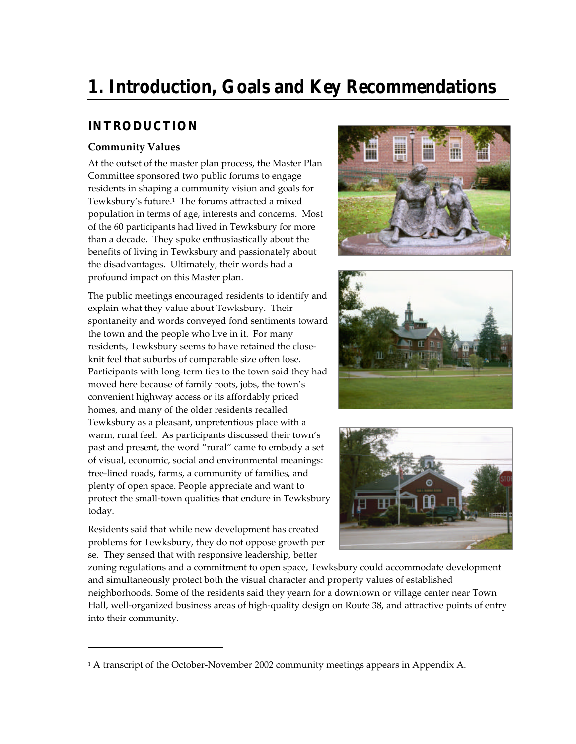# 1. Introduction, Goals and Key Recommendations

## INTRODUCTION

### Community Values

At the outset of the master plan process, the Master Plan Committee sponsored two public forums to engage residents in shaping a community vision and goals for Tewksbury's future.[1] The forums attracted a mixed population in terms of age, interests and concerns. Most of the 60 participants had lived in Tewksbury for more than a decade. They spoke enthusiastically about the benefits of living in Tewksbury and passionately about the disadvantages. Ultimately, their words had a profound impact on this Master plan.

The public meetings encouraged residents to identify and explain what they value about Tewksbury. Their spontaneity and words conveyed fond sentiments toward the town and the people who live in it. For many residents, Tewksbury seems to have retained the close-knit feel that suburbs of comparable size often lose. Participants with long-term ties to the town said they had moved here because of family roots, jobs, the town's convenient highway access or its affordably priced homes, and many of the older residents recalled Tewksbury as a pleasant, unpretentious place with a warm, rural feel. As participants discussed their town's past and present, the word "rural" came to embody a set of visual, economic, social and environmental meanings: tree-lined roads, farms, a community of families, and plenty of open space. People appreciate and want to protect the small-town qualities that endure in Tewksbury today.

Residents said that while new development has created problems for Tewksbury, they do not oppose growth per se. They sensed that with responsive leadership, better zoning regulations and a commitment to open space, Tewksbury could accommodate development and simultaneously protect both the visual character and property values of established neighborhoods. Some of the residents said they yearn for a downtown or village center near Town Hall, well-organized business areas of high-quality design on Route 38, and attractive points of entry into their community.

---

[1] A transcript of the October-November 2002 community meetings appears in Appendix A.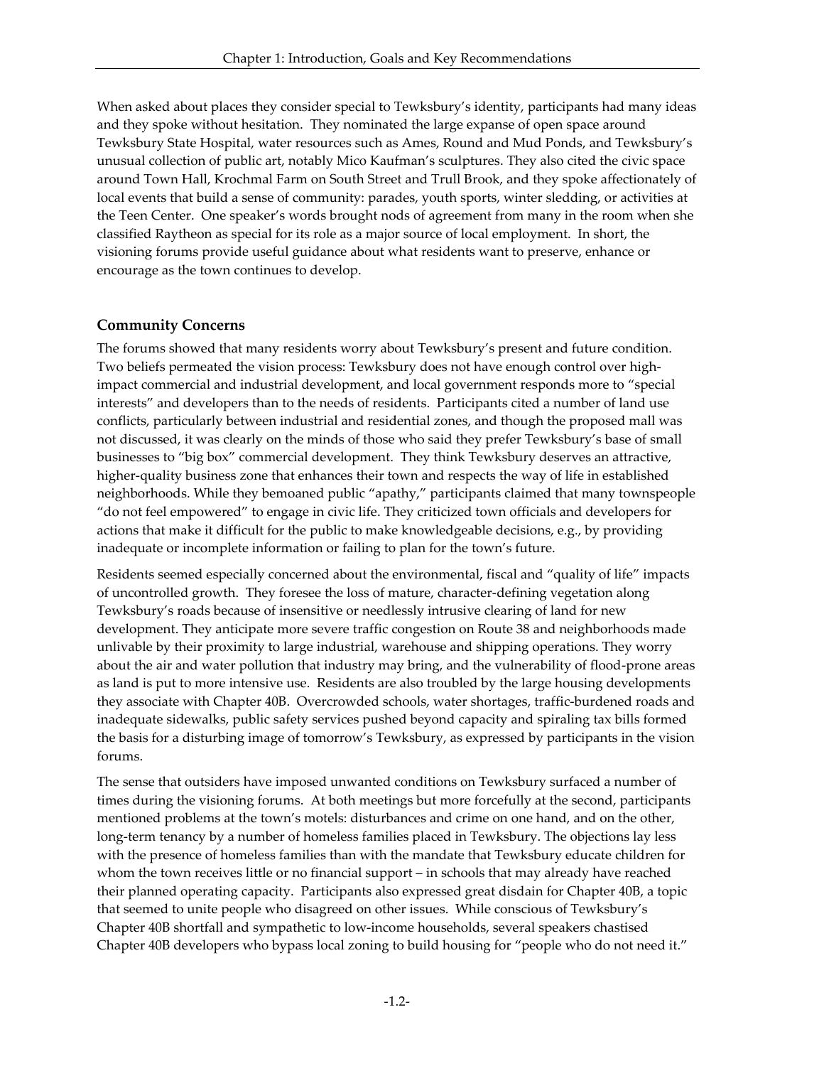When asked about places they consider special to Tewksbury's identity, participants had many ideas and they spoke without hesitation. They nominated the large expanse of open space around Tewksbury State Hospital, water resources such as Ames, Round and Mud Ponds, and Tewksbury's unusual collection of public art, notably Mico Kaufman's sculptures. They also cited the civic space around Town Hall, Krochmal Farm on South Street and Trull Brook, and they spoke affectionately of local events that build a sense of community: parades, youth sports, winter sledding, or activities at the Teen Center. One speaker's words brought nods of agreement from many in the room when she classified Raytheon as special for its role as a major source of local employment. In short, the visioning forums provide useful guidance about what residents want to preserve, enhance or encourage as the town continues to develop.

### Community Concerns

The forums showed that many residents worry about Tewksbury's present and future condition. Two beliefs permeated the vision process: Tewksbury does not have enough control over high-impact commercial and industrial development, and local government responds more to "special interests" and developers than to the needs of residents. Participants cited a number of land use conflicts, particularly between industrial and residential zones, and though the proposed mall was not discussed, it was clearly on the minds of those who said they prefer Tewksbury's base of small businesses to "big box" commercial development. They think Tewksbury deserves an attractive, higher-quality business zone that enhances their town and respects the way of life in established neighborhoods. While they bemoaned public "apathy," participants claimed that many townspeople "do not feel empowered" to engage in civic life. They criticized town officials and developers for actions that make it difficult for the public to make knowledgeable decisions, e.g., by providing inadequate or incomplete information or failing to plan for the town's future.

Residents seemed especially concerned about the environmental, fiscal and "quality of life" impacts of uncontrolled growth. They foresee the loss of mature, character-defining vegetation along Tewksbury's roads because of insensitive or needlessly intrusive clearing of land for new development. They anticipate more severe traffic congestion on Route 38 and neighborhoods made unlivable by their proximity to large industrial, warehouse and shipping operations. They worry about the air and water pollution that industry may bring, and the vulnerability of flood-prone areas as land is put to more intensive use. Residents are also troubled by the large housing developments they associate with Chapter 40B. Overcrowded schools, water shortages, traffic-burdened roads and inadequate sidewalks, public safety services pushed beyond capacity and spiraling tax bills formed the basis for a disturbing image of tomorrow's Tewksbury, as expressed by participants in the vision forums.

The sense that outsiders have imposed unwanted conditions on Tewksbury surfaced a number of times during the visioning forums. At both meetings but more forcefully at the second, participants mentioned problems at the town's motels: disturbances and crime on one hand, and on the other, long-term tenancy by a number of homeless families placed in Tewksbury. The objections lay less with the presence of homeless families than with the mandate that Tewksbury educate children for whom the town receives little or no financial support – in schools that may already have reached their planned operating capacity. Participants also expressed great disdain for Chapter 40B, a topic that seemed to unite people who disagreed on other issues. While conscious of Tewksbury's Chapter 40B shortfall and sympathetic to low-income households, several speakers chastised Chapter 40B developers who bypass local zoning to build housing for "people who do not need it."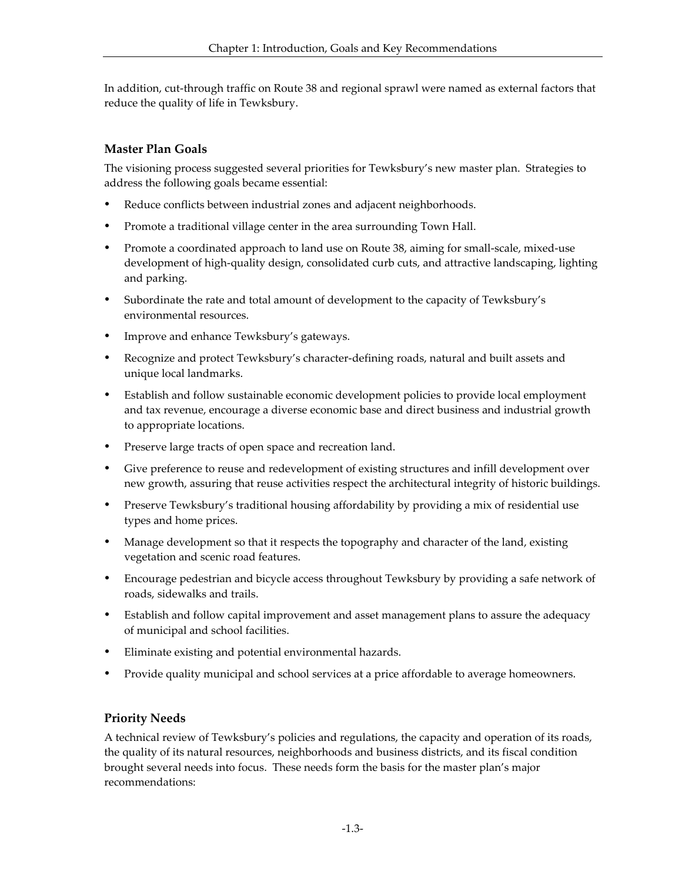In addition, cut-through traffic on Route 38 and regional sprawl were named as external factors that reduce the quality of life in Tewksbury.

### Master Plan Goals

The visioning process suggested several priorities for Tewksbury's new master plan. Strategies to address the following goals became essential:

- Reduce conflicts between industrial zones and adjacent neighborhoods.
- Promote a traditional village center in the area surrounding Town Hall.
- Promote a coordinated approach to land use on Route 38, aiming for small-scale, mixed-use development of high-quality design, consolidated curb cuts, and attractive landscaping, lighting and parking.
- Subordinate the rate and total amount of development to the capacity of Tewksbury's environmental resources.
- Improve and enhance Tewksbury's gateways.
- Recognize and protect Tewksbury's character-defining roads, natural and built assets and unique local landmarks.
- Establish and follow sustainable economic development policies to provide local employment and tax revenue, encourage a diverse economic base and direct business and industrial growth to appropriate locations.
- Preserve large tracts of open space and recreation land.
- Give preference to reuse and redevelopment of existing structures and infill development over new growth, assuring that reuse activities respect the architectural integrity of historic buildings.
- Preserve Tewksbury's traditional housing affordability by providing a mix of residential use types and home prices.
- Manage development so that it respects the topography and character of the land, existing vegetation and scenic road features.
- Encourage pedestrian and bicycle access throughout Tewksbury by providing a safe network of roads, sidewalks and trails.
- Establish and follow capital improvement and asset management plans to assure the adequacy of municipal and school facilities.
- Eliminate existing and potential environmental hazards.
- Provide quality municipal and school services at a price affordable to average homeowners.

### Priority Needs

A technical review of Tewksbury's policies and regulations, the capacity and operation of its roads, the quality of its natural resources, neighborhoods and business districts, and its fiscal condition brought several needs into focus. These needs form the basis for the master plan's major recommendations: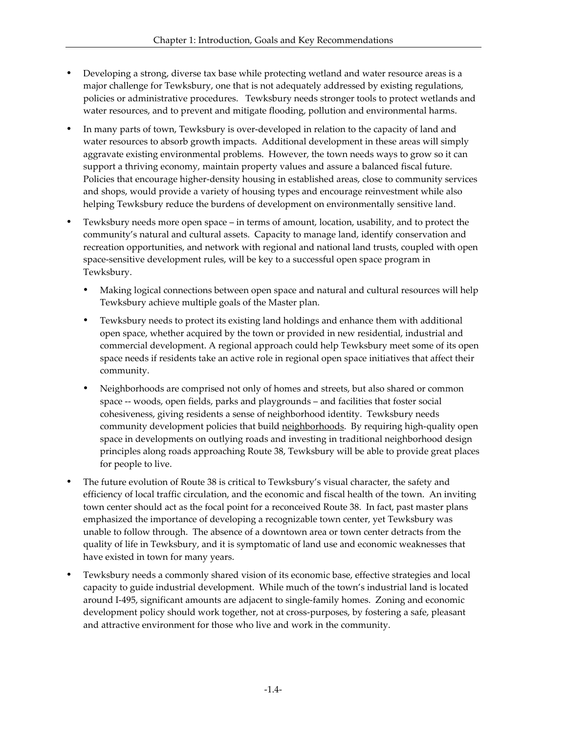- Developing a strong, diverse tax base while protecting wetland and water resource areas is a major challenge for Tewksbury, one that is not adequately addressed by existing regulations, policies or administrative procedures. Tewksbury needs stronger tools to protect wetlands and water resources, and to prevent and mitigate flooding, pollution and environmental harms.

- In many parts of town, Tewksbury is over-developed in relation to the capacity of land and water resources to absorb growth impacts. Additional development in these areas will simply aggravate existing environmental problems. However, the town needs ways to grow so it can support a thriving economy, maintain property values and assure a balanced fiscal future. Policies that encourage higher-density housing in established areas, close to community services and shops, would provide a variety of housing types and encourage reinvestment while also helping Tewksbury reduce the burdens of development on environmentally sensitive land.

- Tewksbury needs more open space – in terms of amount, location, usability, and to protect the community's natural and cultural assets. Capacity to manage land, identify conservation and recreation opportunities, and network with regional and national land trusts, coupled with open space-sensitive development rules, will be key to a successful open space program in Tewksbury.
  - Making logical connections between open space and natural and cultural resources will help Tewksbury achieve multiple goals of the Master plan.
  - Tewksbury needs to protect its existing land holdings and enhance them with additional open space, whether acquired by the town or provided in new residential, industrial and commercial development. A regional approach could help Tewksbury meet some of its open space needs if residents take an active role in regional open space initiatives that affect their community.
  - Neighborhoods are comprised not only of homes and streets, but also shared or common space -- woods, open fields, parks and playgrounds – and facilities that foster social cohesiveness, giving residents a sense of neighborhood identity. Tewksbury needs community development policies that build <u>neighborhoods</u>. By requiring high-quality open space in developments on outlying roads and investing in traditional neighborhood design principles along roads approaching Route 38, Tewksbury will be able to provide great places for people to live.

- The future evolution of Route 38 is critical to Tewksbury's visual character, the safety and efficiency of local traffic circulation, and the economic and fiscal health of the town. An inviting town center should act as the focal point for a reconceived Route 38. In fact, past master plans emphasized the importance of developing a recognizable town center, yet Tewksbury was unable to follow through. The absence of a downtown area or town center detracts from the quality of life in Tewksbury, and it is symptomatic of land use and economic weaknesses that have existed in town for many years.

- Tewksbury needs a commonly shared vision of its economic base, effective strategies and local capacity to guide industrial development. While much of the town's industrial land is located around I-495, significant amounts are adjacent to single-family homes. Zoning and economic development policy should work together, not at cross-purposes, by fostering a safe, pleasant and attractive environment for those who live and work in the community.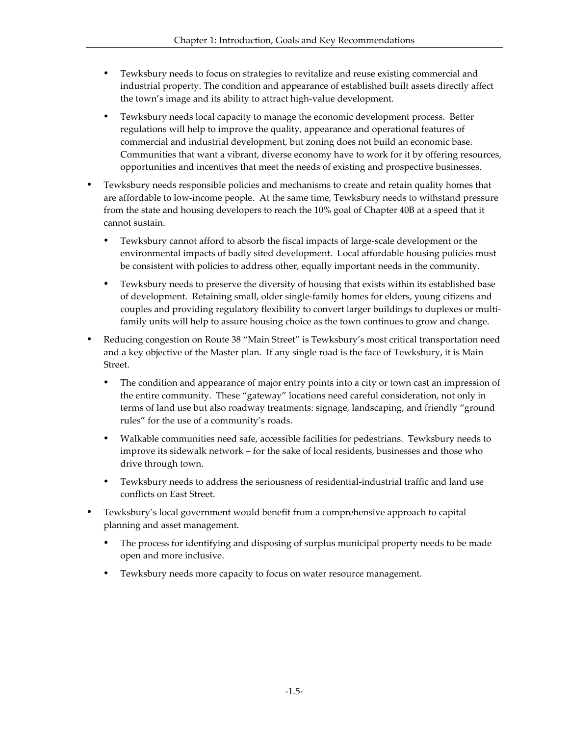- Tewksbury needs to focus on strategies to revitalize and reuse existing commercial and industrial property. The condition and appearance of established built assets directly affect the town's image and its ability to attract high-value development.

  - Tewksbury needs local capacity to manage the economic development process. Better regulations will help to improve the quality, appearance and operational features of commercial and industrial development, but zoning does not build an economic base. Communities that want a vibrant, diverse economy have to work for it by offering resources, opportunities and incentives that meet the needs of existing and prospective businesses.

- Tewksbury needs responsible policies and mechanisms to create and retain quality homes that are affordable to low-income people. At the same time, Tewksbury needs to withstand pressure from the state and housing developers to reach the 10% goal of Chapter 40B at a speed that it cannot sustain.

  - Tewksbury cannot afford to absorb the fiscal impacts of large-scale development or the environmental impacts of badly sited development. Local affordable housing policies must be consistent with policies to address other, equally important needs in the community.

  - Tewksbury needs to preserve the diversity of housing that exists within its established base of development. Retaining small, older single-family homes for elders, young citizens and couples and providing regulatory flexibility to convert larger buildings to duplexes or multi-family units will help to assure housing choice as the town continues to grow and change.

- Reducing congestion on Route 38 "Main Street" is Tewksbury's most critical transportation need and a key objective of the Master plan. If any single road is the face of Tewksbury, it is Main Street.

  - The condition and appearance of major entry points into a city or town cast an impression of the entire community. These "gateway" locations need careful consideration, not only in terms of land use but also roadway treatments: signage, landscaping, and friendly "ground rules" for the use of a community's roads.

  - Walkable communities need safe, accessible facilities for pedestrians. Tewksbury needs to improve its sidewalk network – for the sake of local residents, businesses and those who drive through town.

  - Tewksbury needs to address the seriousness of residential-industrial traffic and land use conflicts on East Street.

- Tewksbury's local government would benefit from a comprehensive approach to capital planning and asset management.

  - The process for identifying and disposing of surplus municipal property needs to be made open and more inclusive.

  - Tewksbury needs more capacity to focus on water resource management.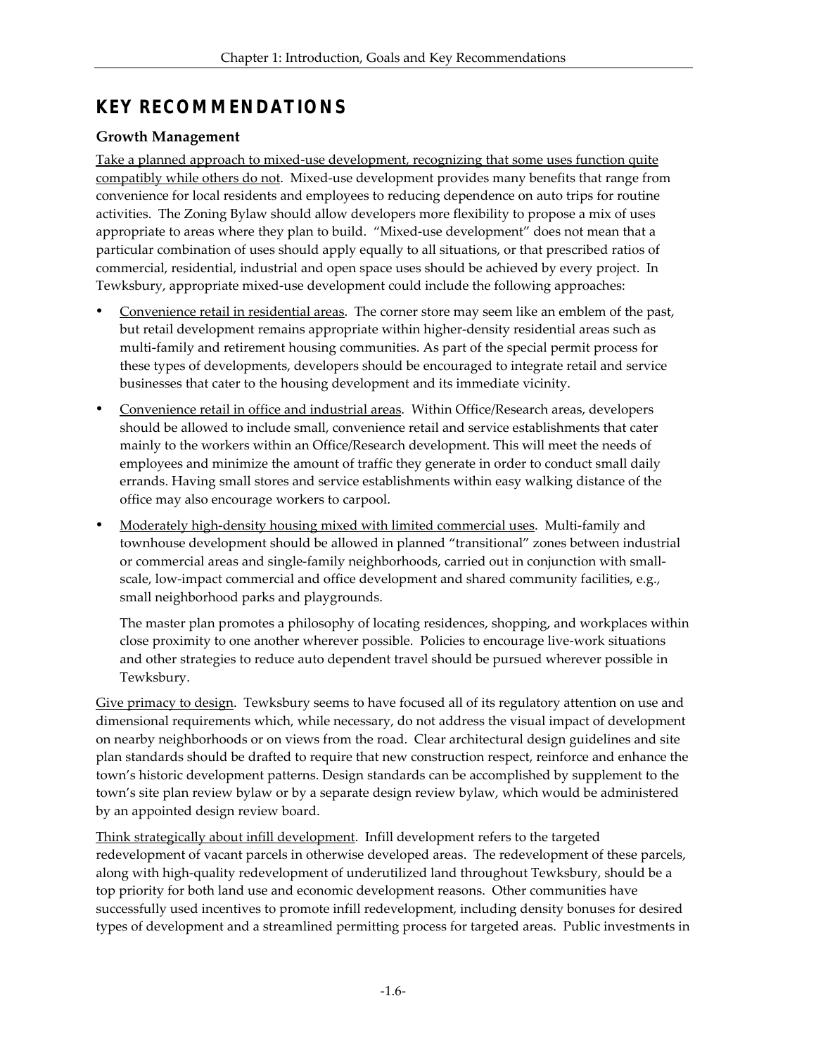## KEY RECOMMENDATIONS

### Growth Management

<u>Take a planned approach to mixed-use development, recognizing that some uses function quite compatibly while others do not</u>. Mixed-use development provides many benefits that range from convenience for local residents and employees to reducing dependence on auto trips for routine activities. The Zoning Bylaw should allow developers more flexibility to propose a mix of uses appropriate to areas where they plan to build. "Mixed-use development" does not mean that a particular combination of uses should apply equally to all situations, or that prescribed ratios of commercial, residential, industrial and open space uses should be achieved by every project. In Tewksbury, appropriate mixed-use development could include the following approaches:

- <u>Convenience retail in residential areas</u>. The corner store may seem like an emblem of the past, but retail development remains appropriate within higher-density residential areas such as multi-family and retirement housing communities. As part of the special permit process for these types of developments, developers should be encouraged to integrate retail and service businesses that cater to the housing development and its immediate vicinity.

- <u>Convenience retail in office and industrial areas</u>. Within Office/Research areas, developers should be allowed to include small, convenience retail and service establishments that cater mainly to the workers within an Office/Research development. This will meet the needs of employees and minimize the amount of traffic they generate in order to conduct small daily errands. Having small stores and service establishments within easy walking distance of the office may also encourage workers to carpool.

- <u>Moderately high-density housing mixed with limited commercial uses</u>. Multi-family and townhouse development should be allowed in planned "transitional" zones between industrial or commercial areas and single-family neighborhoods, carried out in conjunction with small-scale, low-impact commercial and office development and shared community facilities, e.g., small neighborhood parks and playgrounds.

  The master plan promotes a philosophy of locating residences, shopping, and workplaces within close proximity to one another wherever possible. Policies to encourage live-work situations and other strategies to reduce auto dependent travel should be pursued wherever possible in Tewksbury.

<u>Give primacy to design</u>. Tewksbury seems to have focused all of its regulatory attention on use and dimensional requirements which, while necessary, do not address the visual impact of development on nearby neighborhoods or on views from the road. Clear architectural design guidelines and site plan standards should be drafted to require that new construction respect, reinforce and enhance the town's historic development patterns. Design standards can be accomplished by supplement to the town's site plan review bylaw or by a separate design review bylaw, which would be administered by an appointed design review board.

<u>Think strategically about infill development</u>. Infill development refers to the targeted redevelopment of vacant parcels in otherwise developed areas. The redevelopment of these parcels, along with high-quality redevelopment of underutilized land throughout Tewksbury, should be a top priority for both land use and economic development reasons. Other communities have successfully used incentives to promote infill redevelopment, including density bonuses for desired types of development and a streamlined permitting process for targeted areas. Public investments in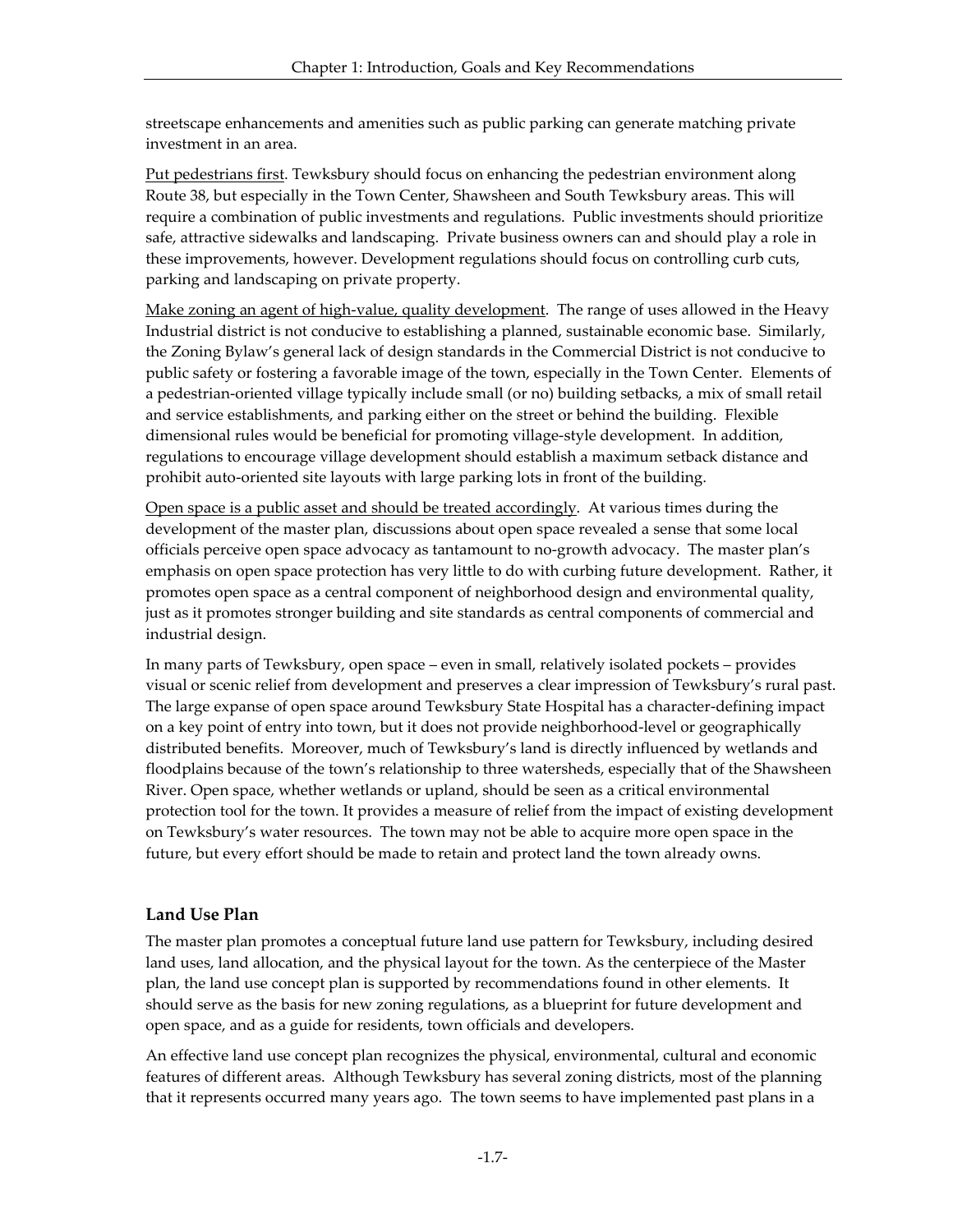streetscape enhancements and amenities such as public parking can generate matching private investment in an area.

<u>Put pedestrians first</u>. Tewksbury should focus on enhancing the pedestrian environment along Route 38, but especially in the Town Center, Shawsheen and South Tewksbury areas. This will require a combination of public investments and regulations. Public investments should prioritize safe, attractive sidewalks and landscaping. Private business owners can and should play a role in these improvements, however. Development regulations should focus on controlling curb cuts, parking and landscaping on private property.

<u>Make zoning an agent of high-value, quality development</u>. The range of uses allowed in the Heavy Industrial district is not conducive to establishing a planned, sustainable economic base. Similarly, the Zoning Bylaw's general lack of design standards in the Commercial District is not conducive to public safety or fostering a favorable image of the town, especially in the Town Center. Elements of a pedestrian-oriented village typically include small (or no) building setbacks, a mix of small retail and service establishments, and parking either on the street or behind the building. Flexible dimensional rules would be beneficial for promoting village-style development. In addition, regulations to encourage village development should establish a maximum setback distance and prohibit auto-oriented site layouts with large parking lots in front of the building.

<u>Open space is a public asset and should be treated accordingly</u>. At various times during the development of the master plan, discussions about open space revealed a sense that some local officials perceive open space advocacy as tantamount to no-growth advocacy. The master plan's emphasis on open space protection has very little to do with curbing future development. Rather, it promotes open space as a central component of neighborhood design and environmental quality, just as it promotes stronger building and site standards as central components of commercial and industrial design.

In many parts of Tewksbury, open space – even in small, relatively isolated pockets – provides visual or scenic relief from development and preserves a clear impression of Tewksbury's rural past. The large expanse of open space around Tewksbury State Hospital has a character-defining impact on a key point of entry into town, but it does not provide neighborhood-level or geographically distributed benefits. Moreover, much of Tewksbury's land is directly influenced by wetlands and floodplains because of the town's relationship to three watersheds, especially that of the Shawsheen River. Open space, whether wetlands or upland, should be seen as a critical environmental protection tool for the town. It provides a measure of relief from the impact of existing development on Tewksbury's water resources. The town may not be able to acquire more open space in the future, but every effort should be made to retain and protect land the town already owns.

## Land Use Plan

The master plan promotes a conceptual future land use pattern for Tewksbury, including desired land uses, land allocation, and the physical layout for the town. As the centerpiece of the Master plan, the land use concept plan is supported by recommendations found in other elements. It should serve as the basis for new zoning regulations, as a blueprint for future development and open space, and as a guide for residents, town officials and developers.

An effective land use concept plan recognizes the physical, environmental, cultural and economic features of different areas. Although Tewksbury has several zoning districts, most of the planning that it represents occurred many years ago. The town seems to have implemented past plans in a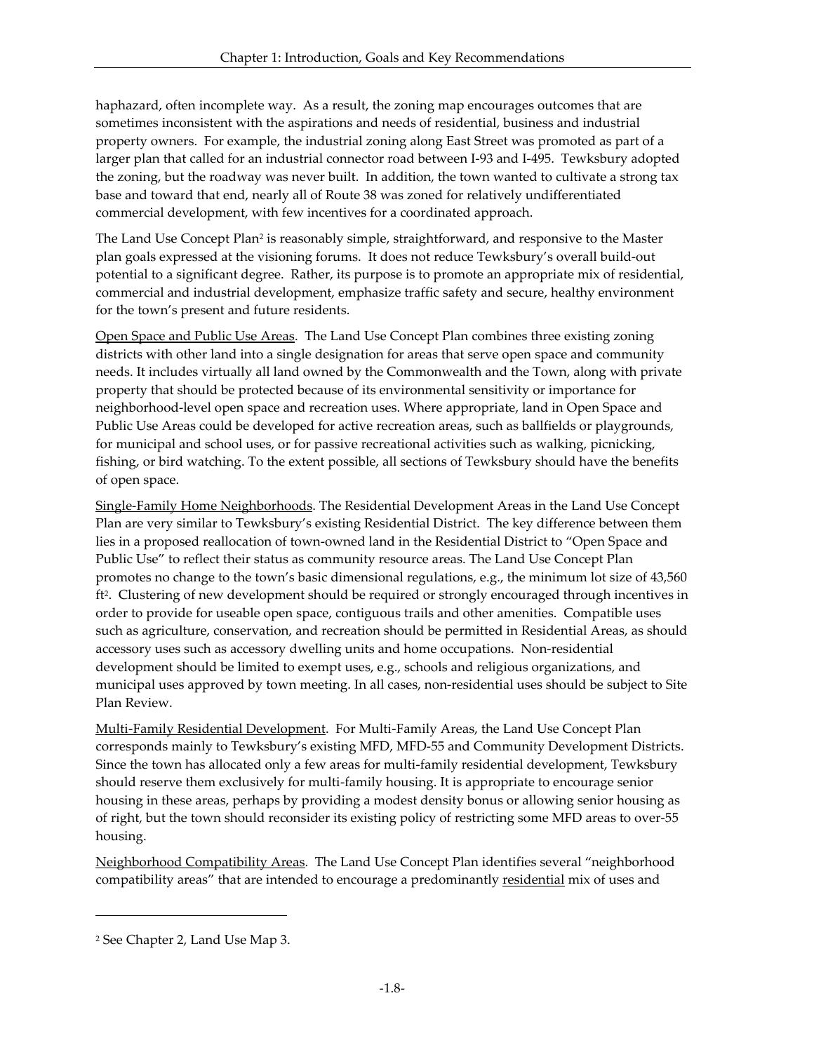haphazard, often incomplete way. As a result, the zoning map encourages outcomes that are sometimes inconsistent with the aspirations and needs of residential, business and industrial property owners. For example, the industrial zoning along East Street was promoted as part of a larger plan that called for an industrial connector road between I-93 and I-495. Tewksbury adopted the zoning, but the roadway was never built. In addition, the town wanted to cultivate a strong tax base and toward that end, nearly all of Route 38 was zoned for relatively undifferentiated commercial development, with few incentives for a coordinated approach.

The Land Use Concept Plan[2] is reasonably simple, straightforward, and responsive to the Master plan goals expressed at the visioning forums. It does not reduce Tewksbury's overall build-out potential to a significant degree. Rather, its purpose is to promote an appropriate mix of residential, commercial and industrial development, emphasize traffic safety and secure, healthy environment for the town's present and future residents.

<u>Open Space and Public Use Areas</u>. The Land Use Concept Plan combines three existing zoning districts with other land into a single designation for areas that serve open space and community needs. It includes virtually all land owned by the Commonwealth and the Town, along with private property that should be protected because of its environmental sensitivity or importance for neighborhood-level open space and recreation uses. Where appropriate, land in Open Space and Public Use Areas could be developed for active recreation areas, such as ballfields or playgrounds, for municipal and school uses, or for passive recreational activities such as walking, picnicking, fishing, or bird watching. To the extent possible, all sections of Tewksbury should have the benefits of open space.

<u>Single-Family Home Neighborhoods</u>. The Residential Development Areas in the Land Use Concept Plan are very similar to Tewksbury's existing Residential District. The key difference between them lies in a proposed reallocation of town-owned land in the Residential District to "Open Space and Public Use" to reflect their status as community resource areas. The Land Use Concept Plan promotes no change to the town's basic dimensional regulations, e.g., the minimum lot size of 43,560 $ft^2$. Clustering of new development should be required or strongly encouraged through incentives in order to provide for useable open space, contiguous trails and other amenities. Compatible uses such as agriculture, conservation, and recreation should be permitted in Residential Areas, as should accessory uses such as accessory dwelling units and home occupations. Non-residential development should be limited to exempt uses, e.g., schools and religious organizations, and municipal uses approved by town meeting. In all cases, non-residential uses should be subject to Site Plan Review.

<u>Multi-Family Residential Development</u>. For Multi-Family Areas, the Land Use Concept Plan corresponds mainly to Tewksbury's existing MFD, MFD-55 and Community Development Districts. Since the town has allocated only a few areas for multi-family residential development, Tewksbury should reserve them exclusively for multi-family housing. It is appropriate to encourage senior housing in these areas, perhaps by providing a modest density bonus or allowing senior housing as of right, but the town should reconsider its existing policy of restricting some MFD areas to over-55 housing.

<u>Neighborhood Compatibility Areas</u>. The Land Use Concept Plan identifies several "neighborhood compatibility areas" that are intended to encourage a predominantly <u>residential</u> mix of uses and

[2] See Chapter 2, Land Use Map 3.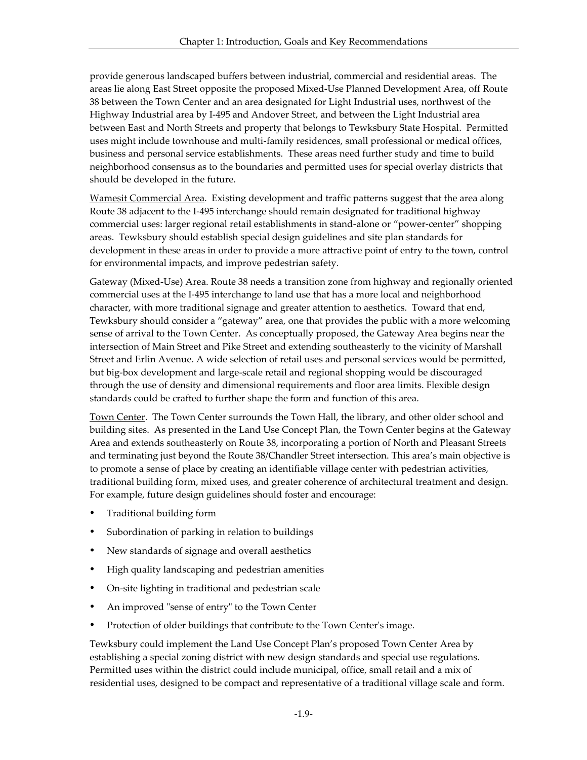provide generous landscaped buffers between industrial, commercial and residential areas. The areas lie along East Street opposite the proposed Mixed-Use Planned Development Area, off Route 38 between the Town Center and an area designated for Light Industrial uses, northwest of the Highway Industrial area by I-495 and Andover Street, and between the Light Industrial area between East and North Streets and property that belongs to Tewksbury State Hospital. Permitted uses might include townhouse and multi-family residences, small professional or medical offices, business and personal service establishments. These areas need further study and time to build neighborhood consensus as to the boundaries and permitted uses for special overlay districts that should be developed in the future.

<u>Wamesit Commercial Area</u>. Existing development and traffic patterns suggest that the area along Route 38 adjacent to the I-495 interchange should remain designated for traditional highway commercial uses: larger regional retail establishments in stand-alone or "power-center" shopping areas. Tewksbury should establish special design guidelines and site plan standards for development in these areas in order to provide a more attractive point of entry to the town, control for environmental impacts, and improve pedestrian safety.

<u>Gateway (Mixed-Use) Area</u>. Route 38 needs a transition zone from highway and regionally oriented commercial uses at the I-495 interchange to land use that has a more local and neighborhood character, with more traditional signage and greater attention to aesthetics. Toward that end, Tewksbury should consider a "gateway" area, one that provides the public with a more welcoming sense of arrival to the Town Center. As conceptually proposed, the Gateway Area begins near the intersection of Main Street and Pike Street and extending southeasterly to the vicinity of Marshall Street and Erlin Avenue. A wide selection of retail uses and personal services would be permitted, but big-box development and large-scale retail and regional shopping would be discouraged through the use of density and dimensional requirements and floor area limits. Flexible design standards could be crafted to further shape the form and function of this area.

<u>Town Center</u>. The Town Center surrounds the Town Hall, the library, and other older school and building sites. As presented in the Land Use Concept Plan, the Town Center begins at the Gateway Area and extends southeasterly on Route 38, incorporating a portion of North and Pleasant Streets and terminating just beyond the Route 38/Chandler Street intersection. This area's main objective is to promote a sense of place by creating an identifiable village center with pedestrian activities, traditional building form, mixed uses, and greater coherence of architectural treatment and design. For example, future design guidelines should foster and encourage:

- Traditional building form
- Subordination of parking in relation to buildings
- New standards of signage and overall aesthetics
- High quality landscaping and pedestrian amenities
- On-site lighting in traditional and pedestrian scale
- An improved "sense of entry" to the Town Center
- Protection of older buildings that contribute to the Town Center's image.

Tewksbury could implement the Land Use Concept Plan's proposed Town Center Area by establishing a special zoning district with new design standards and special use regulations. Permitted uses within the district could include municipal, office, small retail and a mix of residential uses, designed to be compact and representative of a traditional village scale and form.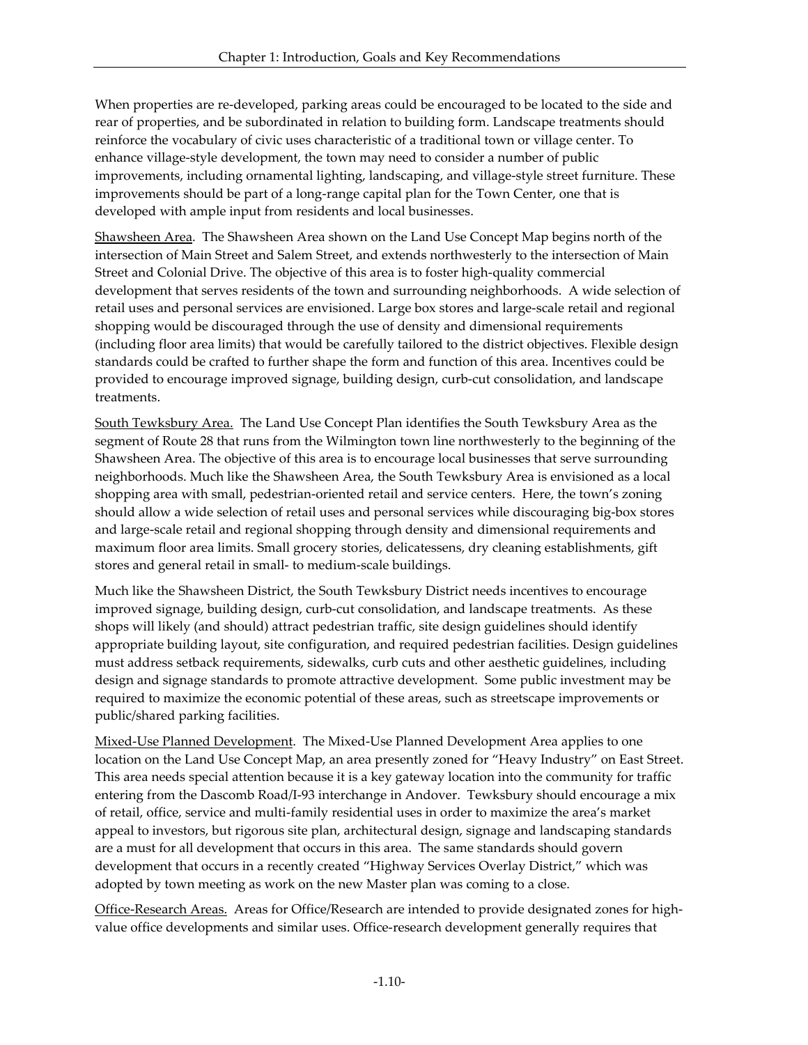When properties are re-developed, parking areas could be encouraged to be located to the side and rear of properties, and be subordinated in relation to building form. Landscape treatments should reinforce the vocabulary of civic uses characteristic of a traditional town or village center. To enhance village-style development, the town may need to consider a number of public improvements, including ornamental lighting, landscaping, and village-style street furniture. These improvements should be part of a long-range capital plan for the Town Center, one that is developed with ample input from residents and local businesses.

<u>Shawsheen Area</u>. The Shawsheen Area shown on the Land Use Concept Map begins north of the intersection of Main Street and Salem Street, and extends northwesterly to the intersection of Main Street and Colonial Drive. The objective of this area is to foster high-quality commercial development that serves residents of the town and surrounding neighborhoods. A wide selection of retail uses and personal services are envisioned. Large box stores and large-scale retail and regional shopping would be discouraged through the use of density and dimensional requirements (including floor area limits) that would be carefully tailored to the district objectives. Flexible design standards could be crafted to further shape the form and function of this area. Incentives could be provided to encourage improved signage, building design, curb-cut consolidation, and landscape treatments.

<u>South Tewksbury Area.</u> The Land Use Concept Plan identifies the South Tewksbury Area as the segment of Route 28 that runs from the Wilmington town line northwesterly to the beginning of the Shawsheen Area. The objective of this area is to encourage local businesses that serve surrounding neighborhoods. Much like the Shawsheen Area, the South Tewksbury Area is envisioned as a local shopping area with small, pedestrian-oriented retail and service centers. Here, the town's zoning should allow a wide selection of retail uses and personal services while discouraging big-box stores and large-scale retail and regional shopping through density and dimensional requirements and maximum floor area limits. Small grocery stories, delicatessens, dry cleaning establishments, gift stores and general retail in small- to medium-scale buildings.

Much like the Shawsheen District, the South Tewksbury District needs incentives to encourage improved signage, building design, curb-cut consolidation, and landscape treatments. As these shops will likely (and should) attract pedestrian traffic, site design guidelines should identify appropriate building layout, site configuration, and required pedestrian facilities. Design guidelines must address setback requirements, sidewalks, curb cuts and other aesthetic guidelines, including design and signage standards to promote attractive development. Some public investment may be required to maximize the economic potential of these areas, such as streetscape improvements or public/shared parking facilities.

<u>Mixed-Use Planned Development</u>. The Mixed-Use Planned Development Area applies to one location on the Land Use Concept Map, an area presently zoned for "Heavy Industry" on East Street. This area needs special attention because it is a key gateway location into the community for traffic entering from the Dascomb Road/I-93 interchange in Andover. Tewksbury should encourage a mix of retail, office, service and multi-family residential uses in order to maximize the area's market appeal to investors, but rigorous site plan, architectural design, signage and landscaping standards are a must for all development that occurs in this area. The same standards should govern development that occurs in a recently created "Highway Services Overlay District," which was adopted by town meeting as work on the new Master plan was coming to a close.

<u>Office-Research Areas.</u> Areas for Office/Research are intended to provide designated zones for high-value office developments and similar uses. Office-research development generally requires that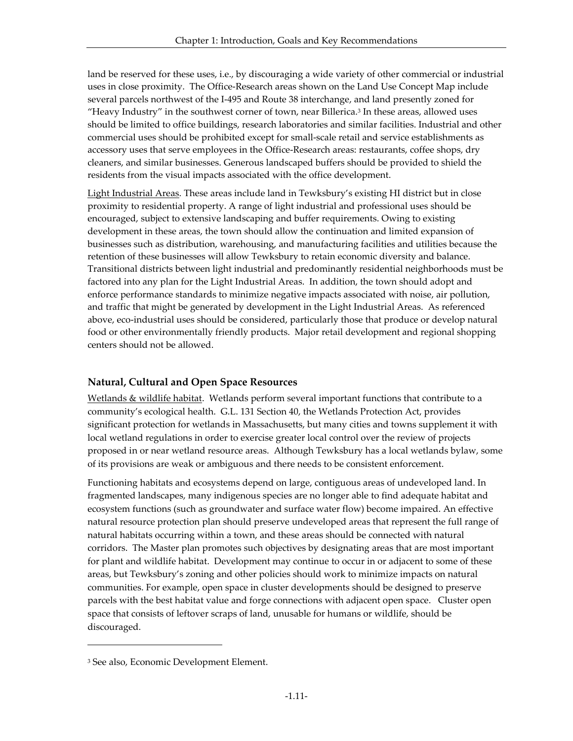land be reserved for these uses, i.e., by discouraging a wide variety of other commercial or industrial uses in close proximity. The Office-Research areas shown on the Land Use Concept Map include several parcels northwest of the I-495 and Route 38 interchange, and land presently zoned for "Heavy Industry" in the southwest corner of town, near Billerica.[3] In these areas, allowed uses should be limited to office buildings, research laboratories and similar facilities. Industrial and other commercial uses should be prohibited except for small-scale retail and service establishments as accessory uses that serve employees in the Office-Research areas: restaurants, coffee shops, dry cleaners, and similar businesses. Generous landscaped buffers should be provided to shield the residents from the visual impacts associated with the office development.

Light Industrial Areas. These areas include land in Tewksbury's existing HI district but in close proximity to residential property. A range of light industrial and professional uses should be encouraged, subject to extensive landscaping and buffer requirements. Owing to existing development in these areas, the town should allow the continuation and limited expansion of businesses such as distribution, warehousing, and manufacturing facilities and utilities because the retention of these businesses will allow Tewksbury to retain economic diversity and balance. Transitional districts between light industrial and predominantly residential neighborhoods must be factored into any plan for the Light Industrial Areas. In addition, the town should adopt and enforce performance standards to minimize negative impacts associated with noise, air pollution, and traffic that might be generated by development in the Light Industrial Areas. As referenced above, eco-industrial uses should be considered, particularly those that produce or develop natural food or other environmentally friendly products. Major retail development and regional shopping centers should not be allowed.

### Natural, Cultural and Open Space Resources

Wetlands & wildlife habitat. Wetlands perform several important functions that contribute to a community's ecological health. G.L. 131 Section 40, the Wetlands Protection Act, provides significant protection for wetlands in Massachusetts, but many cities and towns supplement it with local wetland regulations in order to exercise greater local control over the review of projects proposed in or near wetland resource areas. Although Tewksbury has a local wetlands bylaw, some of its provisions are weak or ambiguous and there needs to be consistent enforcement.

Functioning habitats and ecosystems depend on large, contiguous areas of undeveloped land. In fragmented landscapes, many indigenous species are no longer able to find adequate habitat and ecosystem functions (such as groundwater and surface water flow) become impaired. An effective natural resource protection plan should preserve undeveloped areas that represent the full range of natural habitats occurring within a town, and these areas should be connected with natural corridors. The Master plan promotes such objectives by designating areas that are most important for plant and wildlife habitat. Development may continue to occur in or adjacent to some of these areas, but Tewksbury's zoning and other policies should work to minimize impacts on natural communities. For example, open space in cluster developments should be designed to preserve parcels with the best habitat value and forge connections with adjacent open space. Cluster open space that consists of leftover scraps of land, unusable for humans or wildlife, should be discouraged.

---

[3] See also, Economic Development Element.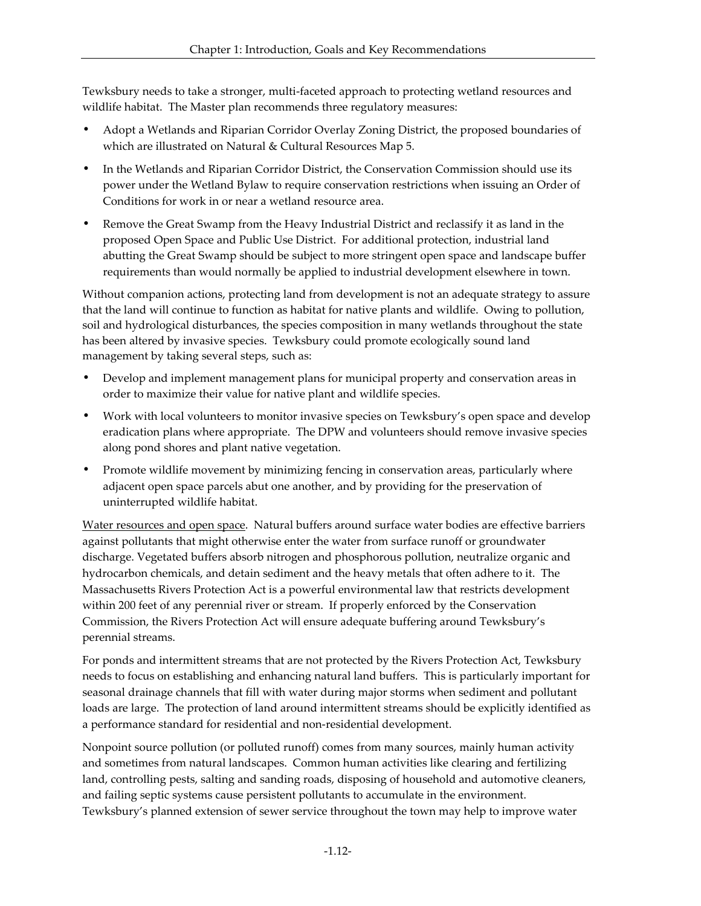Tewksbury needs to take a stronger, multi-faceted approach to protecting wetland resources and wildlife habitat. The Master plan recommends three regulatory measures:

- Adopt a Wetlands and Riparian Corridor Overlay Zoning District, the proposed boundaries of which are illustrated on Natural & Cultural Resources Map 5.
- In the Wetlands and Riparian Corridor District, the Conservation Commission should use its power under the Wetland Bylaw to require conservation restrictions when issuing an Order of Conditions for work in or near a wetland resource area.
- Remove the Great Swamp from the Heavy Industrial District and reclassify it as land in the proposed Open Space and Public Use District. For additional protection, industrial land abutting the Great Swamp should be subject to more stringent open space and landscape buffer requirements than would normally be applied to industrial development elsewhere in town.

Without companion actions, protecting land from development is not an adequate strategy to assure that the land will continue to function as habitat for native plants and wildlife. Owing to pollution, soil and hydrological disturbances, the species composition in many wetlands throughout the state has been altered by invasive species. Tewksbury could promote ecologically sound land management by taking several steps, such as:

- Develop and implement management plans for municipal property and conservation areas in order to maximize their value for native plant and wildlife species.
- Work with local volunteers to monitor invasive species on Tewksbury's open space and develop eradication plans where appropriate. The DPW and volunteers should remove invasive species along pond shores and plant native vegetation.
- Promote wildlife movement by minimizing fencing in conservation areas, particularly where adjacent open space parcels abut one another, and by providing for the preservation of uninterrupted wildlife habitat.

<u>Water resources and open space</u>. Natural buffers around surface water bodies are effective barriers against pollutants that might otherwise enter the water from surface runoff or groundwater discharge. Vegetated buffers absorb nitrogen and phosphorous pollution, neutralize organic and hydrocarbon chemicals, and detain sediment and the heavy metals that often adhere to it. The Massachusetts Rivers Protection Act is a powerful environmental law that restricts development within 200 feet of any perennial river or stream. If properly enforced by the Conservation Commission, the Rivers Protection Act will ensure adequate buffering around Tewksbury's perennial streams.

For ponds and intermittent streams that are not protected by the Rivers Protection Act, Tewksbury needs to focus on establishing and enhancing natural land buffers. This is particularly important for seasonal drainage channels that fill with water during major storms when sediment and pollutant loads are large. The protection of land around intermittent streams should be explicitly identified as a performance standard for residential and non-residential development.

Nonpoint source pollution (or polluted runoff) comes from many sources, mainly human activity and sometimes from natural landscapes. Common human activities like clearing and fertilizing land, controlling pests, salting and sanding roads, disposing of household and automotive cleaners, and failing septic systems cause persistent pollutants to accumulate in the environment. Tewksbury's planned extension of sewer service throughout the town may help to improve water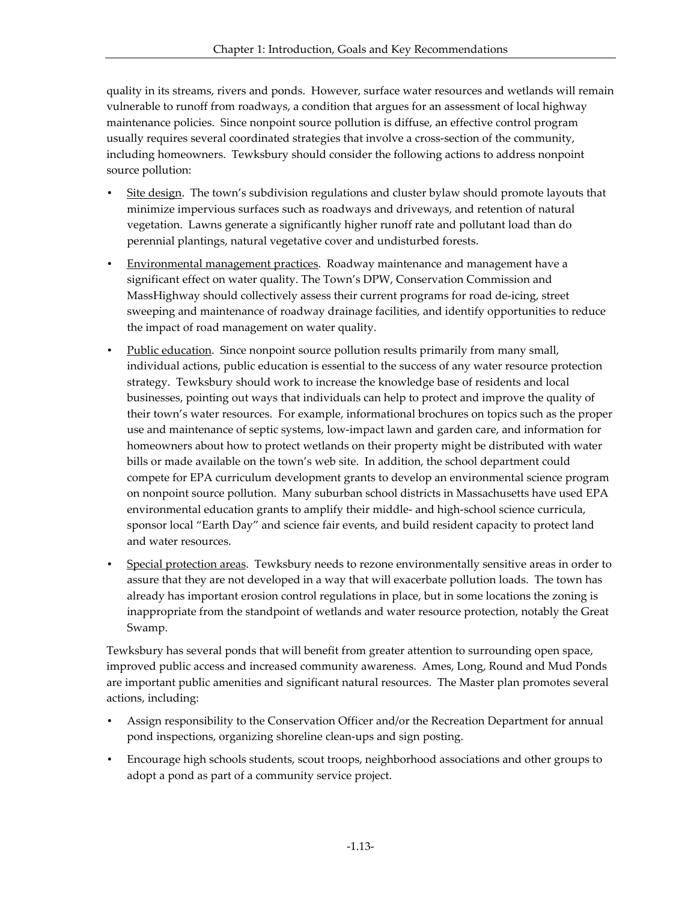quality in its streams, rivers and ponds. However, surface water resources and wetlands will remain vulnerable to runoff from roadways, a condition that argues for an assessment of local highway maintenance policies. Since nonpoint source pollution is diffuse, an effective control program usually requires several coordinated strategies that involve a cross-section of the community, including homeowners. Tewksbury should consider the following actions to address nonpoint source pollution:

- <u>Site design</u>. The town's subdivision regulations and cluster bylaw should promote layouts that minimize impervious surfaces such as roadways and driveways, and retention of natural vegetation. Lawns generate a significantly higher runoff rate and pollutant load than do perennial plantings, natural vegetative cover and undisturbed forests.
- <u>Environmental management practices</u>. Roadway maintenance and management have a significant effect on water quality. The Town's DPW, Conservation Commission and MassHighway should collectively assess their current programs for road de-icing, street sweeping and maintenance of roadway drainage facilities, and identify opportunities to reduce the impact of road management on water quality.
- <u>Public education</u>. Since nonpoint source pollution results primarily from many small, individual actions, public education is essential to the success of any water resource protection strategy. Tewksbury should work to increase the knowledge base of residents and local businesses, pointing out ways that individuals can help to protect and improve the quality of their town's water resources. For example, informational brochures on topics such as the proper use and maintenance of septic systems, low-impact lawn and garden care, and information for homeowners about how to protect wetlands on their property might be distributed with water bills or made available on the town's web site. In addition, the school department could compete for EPA curriculum development grants to develop an environmental science program on nonpoint source pollution. Many suburban school districts in Massachusetts have used EPA environmental education grants to amplify their middle- and high-school science curricula, sponsor local "Earth Day" and science fair events, and build resident capacity to protect land and water resources.
- <u>Special protection areas</u>. Tewksbury needs to rezone environmentally sensitive areas in order to assure that they are not developed in a way that will exacerbate pollution loads. The town has already has important erosion control regulations in place, but in some locations the zoning is inappropriate from the standpoint of wetlands and water resource protection, notably the Great Swamp.

Tewksbury has several ponds that will benefit from greater attention to surrounding open space, improved public access and increased community awareness. Ames, Long, Round and Mud Ponds are important public amenities and significant natural resources. The Master plan promotes several actions, including:

- Assign responsibility to the Conservation Officer and/or the Recreation Department for annual pond inspections, organizing shoreline clean-ups and sign posting.
- Encourage high schools students, scout troops, neighborhood associations and other groups to adopt a pond as part of a community service project.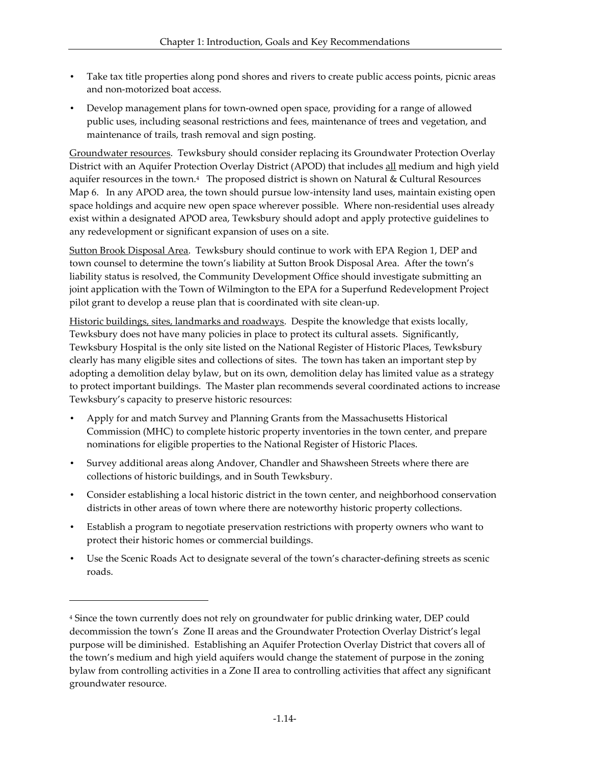- Take tax title properties along pond shores and rivers to create public access points, picnic areas and non-motorized boat access.
- Develop management plans for town-owned open space, providing for a range of allowed public uses, including seasonal restrictions and fees, maintenance of trees and vegetation, and maintenance of trails, trash removal and sign posting.

Groundwater resources. Tewksbury should consider replacing its Groundwater Protection Overlay District with an Aquifer Protection Overlay District (APOD) that includes all medium and high yield aquifer resources in the town.[4] The proposed district is shown on Natural & Cultural Resources Map 6. In any APOD area, the town should pursue low-intensity land uses, maintain existing open space holdings and acquire new open space wherever possible. Where non-residential uses already exist within a designated APOD area, Tewksbury should adopt and apply protective guidelines to any redevelopment or significant expansion of uses on a site.

Sutton Brook Disposal Area. Tewksbury should continue to work with EPA Region 1, DEP and town counsel to determine the town's liability at Sutton Brook Disposal Area. After the town's liability status is resolved, the Community Development Office should investigate submitting an joint application with the Town of Wilmington to the EPA for a Superfund Redevelopment Project pilot grant to develop a reuse plan that is coordinated with site clean-up.

Historic buildings, sites, landmarks and roadways. Despite the knowledge that exists locally, Tewksbury does not have many policies in place to protect its cultural assets. Significantly, Tewksbury Hospital is the only site listed on the National Register of Historic Places, Tewksbury clearly has many eligible sites and collections of sites. The town has taken an important step by adopting a demolition delay bylaw, but on its own, demolition delay has limited value as a strategy to protect important buildings. The Master plan recommends several coordinated actions to increase Tewksbury's capacity to preserve historic resources:

- Apply for and match Survey and Planning Grants from the Massachusetts Historical Commission (MHC) to complete historic property inventories in the town center, and prepare nominations for eligible properties to the National Register of Historic Places.
- Survey additional areas along Andover, Chandler and Shawsheen Streets where there are collections of historic buildings, and in South Tewksbury.
- Consider establishing a local historic district in the town center, and neighborhood conservation districts in other areas of town where there are noteworthy historic property collections.
- Establish a program to negotiate preservation restrictions with property owners who want to protect their historic homes or commercial buildings.
- Use the Scenic Roads Act to designate several of the town's character-defining streets as scenic roads.

---

[4] Since the town currently does not rely on groundwater for public drinking water, DEP could decommission the town's Zone II areas and the Groundwater Protection Overlay District's legal purpose will be diminished. Establishing an Aquifer Protection Overlay District that covers all of the town's medium and high yield aquifers would change the statement of purpose in the zoning bylaw from controlling activities in a Zone II area to controlling activities that affect any significant groundwater resource.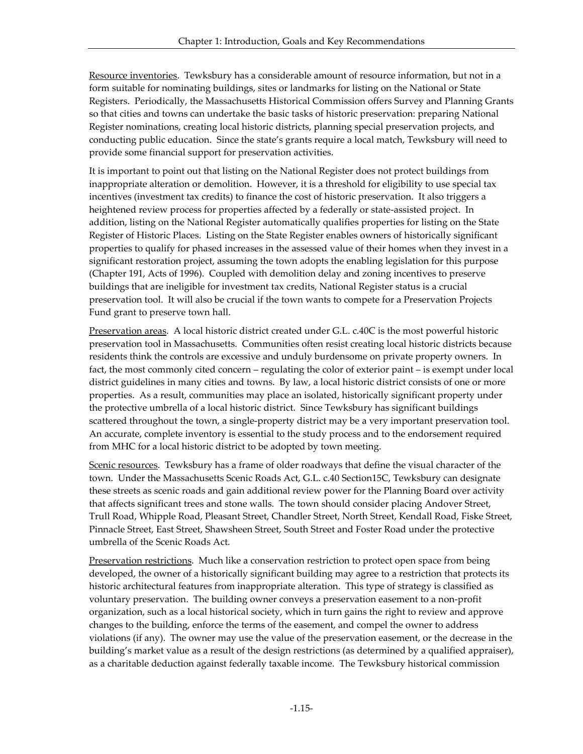Resource inventories. Tewksbury has a considerable amount of resource information, but not in a form suitable for nominating buildings, sites or landmarks for listing on the National or State Registers. Periodically, the Massachusetts Historical Commission offers Survey and Planning Grants so that cities and towns can undertake the basic tasks of historic preservation: preparing National Register nominations, creating local historic districts, planning special preservation projects, and conducting public education. Since the state's grants require a local match, Tewksbury will need to provide some financial support for preservation activities.

It is important to point out that listing on the National Register does not protect buildings from inappropriate alteration or demolition. However, it is a threshold for eligibility to use special tax incentives (investment tax credits) to finance the cost of historic preservation. It also triggers a heightened review process for properties affected by a federally or state-assisted project. In addition, listing on the National Register automatically qualifies properties for listing on the State Register of Historic Places. Listing on the State Register enables owners of historically significant properties to qualify for phased increases in the assessed value of their homes when they invest in a significant restoration project, assuming the town adopts the enabling legislation for this purpose (Chapter 191, Acts of 1996). Coupled with demolition delay and zoning incentives to preserve buildings that are ineligible for investment tax credits, National Register status is a crucial preservation tool. It will also be crucial if the town wants to compete for a Preservation Projects Fund grant to preserve town hall.

Preservation areas. A local historic district created under G.L. c.40C is the most powerful historic preservation tool in Massachusetts. Communities often resist creating local historic districts because residents think the controls are excessive and unduly burdensome on private property owners. In fact, the most commonly cited concern – regulating the color of exterior paint – is exempt under local district guidelines in many cities and towns. By law, a local historic district consists of one or more properties. As a result, communities may place an isolated, historically significant property under the protective umbrella of a local historic district. Since Tewksbury has significant buildings scattered throughout the town, a single-property district may be a very important preservation tool. An accurate, complete inventory is essential to the study process and to the endorsement required from MHC for a local historic district to be adopted by town meeting.

Scenic resources. Tewksbury has a frame of older roadways that define the visual character of the town. Under the Massachusetts Scenic Roads Act, G.L. c.40 Section15C, Tewksbury can designate these streets as scenic roads and gain additional review power for the Planning Board over activity that affects significant trees and stone walls. The town should consider placing Andover Street, Trull Road, Whipple Road, Pleasant Street, Chandler Street, North Street, Kendall Road, Fiske Street, Pinnacle Street, East Street, Shawsheen Street, South Street and Foster Road under the protective umbrella of the Scenic Roads Act.

Preservation restrictions. Much like a conservation restriction to protect open space from being developed, the owner of a historically significant building may agree to a restriction that protects its historic architectural features from inappropriate alteration. This type of strategy is classified as voluntary preservation. The building owner conveys a preservation easement to a non-profit organization, such as a local historical society, which in turn gains the right to review and approve changes to the building, enforce the terms of the easement, and compel the owner to address violations (if any). The owner may use the value of the preservation easement, or the decrease in the building's market value as a result of the design restrictions (as determined by a qualified appraiser), as a charitable deduction against federally taxable income. The Tewksbury historical commission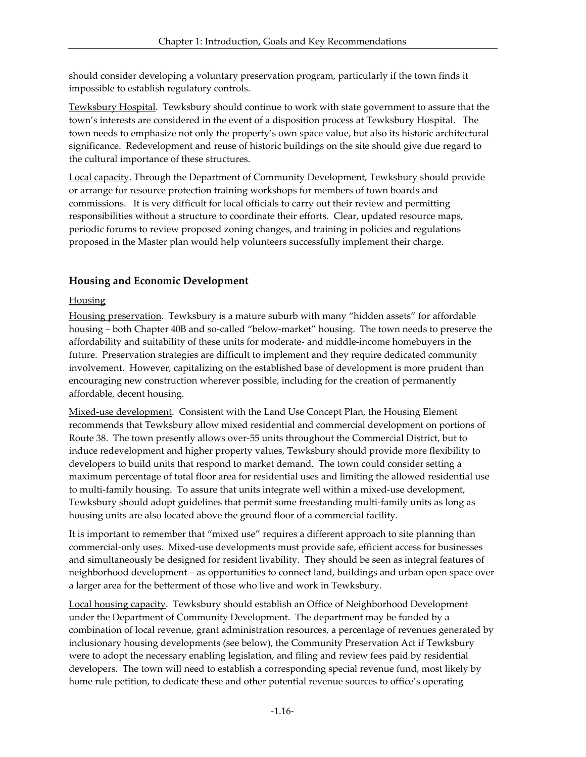should consider developing a voluntary preservation program, particularly if the town finds it impossible to establish regulatory controls.

Tewksbury Hospital. Tewksbury should continue to work with state government to assure that the town's interests are considered in the event of a disposition process at Tewksbury Hospital. The town needs to emphasize not only the property's own space value, but also its historic architectural significance. Redevelopment and reuse of historic buildings on the site should give due regard to the cultural importance of these structures.

Local capacity. Through the Department of Community Development, Tewksbury should provide or arrange for resource protection training workshops for members of town boards and commissions. It is very difficult for local officials to carry out their review and permitting responsibilities without a structure to coordinate their efforts. Clear, updated resource maps, periodic forums to review proposed zoning changes, and training in policies and regulations proposed in the Master plan would help volunteers successfully implement their charge.

### Housing and Economic Development

Housing

Housing preservation. Tewksbury is a mature suburb with many "hidden assets" for affordable housing – both Chapter 40B and so-called "below-market" housing. The town needs to preserve the affordability and suitability of these units for moderate- and middle-income homebuyers in the future. Preservation strategies are difficult to implement and they require dedicated community involvement. However, capitalizing on the established base of development is more prudent than encouraging new construction wherever possible, including for the creation of permanently affordable, decent housing.

Mixed-use development. Consistent with the Land Use Concept Plan, the Housing Element recommends that Tewksbury allow mixed residential and commercial development on portions of Route 38. The town presently allows over-55 units throughout the Commercial District, but to induce redevelopment and higher property values, Tewksbury should provide more flexibility to developers to build units that respond to market demand. The town could consider setting a maximum percentage of total floor area for residential uses and limiting the allowed residential use to multi-family housing. To assure that units integrate well within a mixed-use development, Tewksbury should adopt guidelines that permit some freestanding multi-family units as long as housing units are also located above the ground floor of a commercial facility.

It is important to remember that "mixed use" requires a different approach to site planning than commercial-only uses. Mixed-use developments must provide safe, efficient access for businesses and simultaneously be designed for resident livability. They should be seen as integral features of neighborhood development – as opportunities to connect land, buildings and urban open space over a larger area for the betterment of those who live and work in Tewksbury.

Local housing capacity. Tewksbury should establish an Office of Neighborhood Development under the Department of Community Development. The department may be funded by a combination of local revenue, grant administration resources, a percentage of revenues generated by inclusionary housing developments (see below), the Community Preservation Act if Tewksbury were to adopt the necessary enabling legislation, and filing and review fees paid by residential developers. The town will need to establish a corresponding special revenue fund, most likely by home rule petition, to dedicate these and other potential revenue sources to office's operating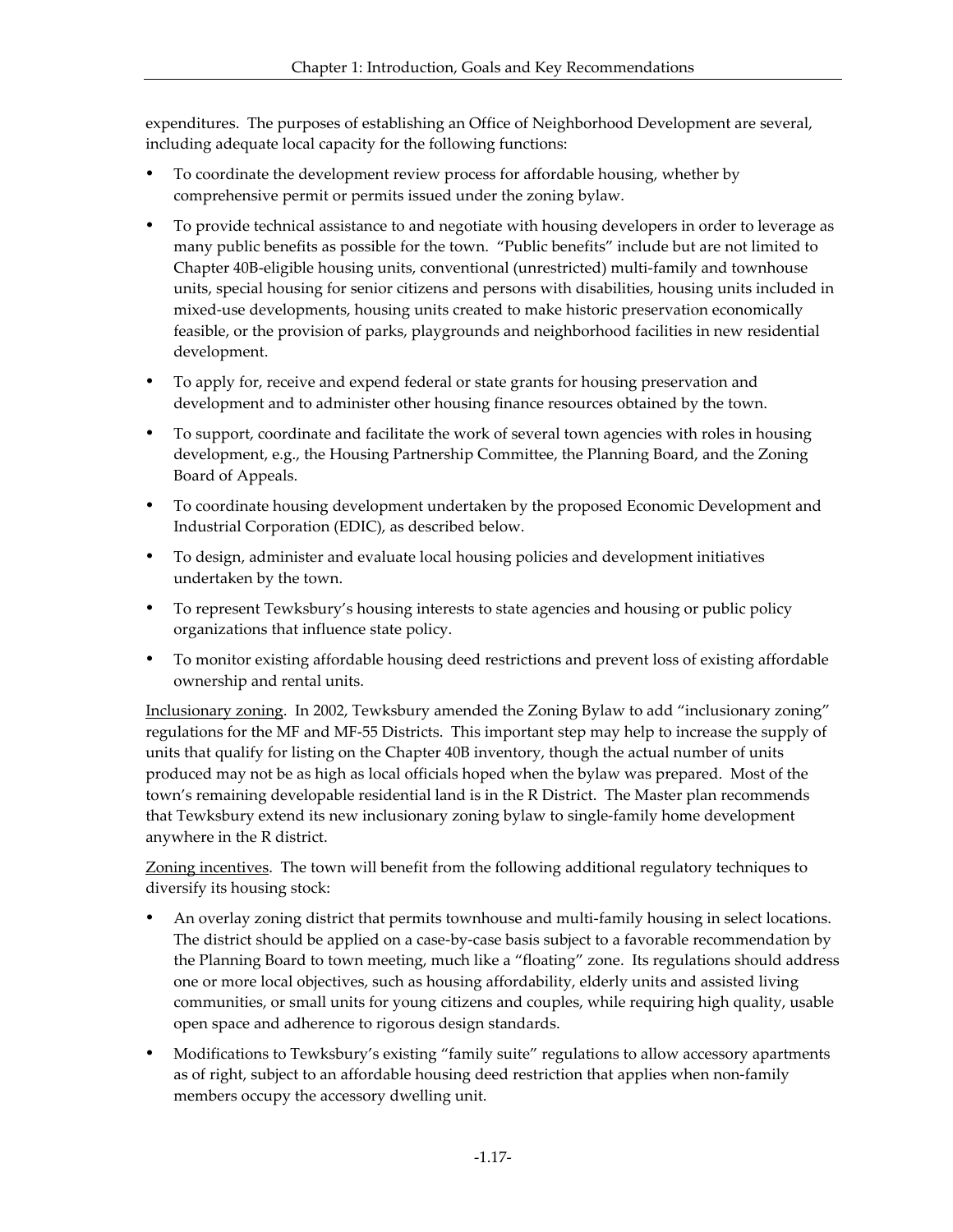expenditures. The purposes of establishing an Office of Neighborhood Development are several, including adequate local capacity for the following functions:

- To coordinate the development review process for affordable housing, whether by comprehensive permit or permits issued under the zoning bylaw.
- To provide technical assistance to and negotiate with housing developers in order to leverage as many public benefits as possible for the town. "Public benefits" include but are not limited to Chapter 40B-eligible housing units, conventional (unrestricted) multi-family and townhouse units, special housing for senior citizens and persons with disabilities, housing units included in mixed-use developments, housing units created to make historic preservation economically feasible, or the provision of parks, playgrounds and neighborhood facilities in new residential development.
- To apply for, receive and expend federal or state grants for housing preservation and development and to administer other housing finance resources obtained by the town.
- To support, coordinate and facilitate the work of several town agencies with roles in housing development, e.g., the Housing Partnership Committee, the Planning Board, and the Zoning Board of Appeals.
- To coordinate housing development undertaken by the proposed Economic Development and Industrial Corporation (EDIC), as described below.
- To design, administer and evaluate local housing policies and development initiatives undertaken by the town.
- To represent Tewksbury's housing interests to state agencies and housing or public policy organizations that influence state policy.
- To monitor existing affordable housing deed restrictions and prevent loss of existing affordable ownership and rental units.

Inclusionary zoning. In 2002, Tewksbury amended the Zoning Bylaw to add "inclusionary zoning" regulations for the MF and MF-55 Districts. This important step may help to increase the supply of units that qualify for listing on the Chapter 40B inventory, though the actual number of units produced may not be as high as local officials hoped when the bylaw was prepared. Most of the town's remaining developable residential land is in the R District. The Master plan recommends that Tewksbury extend its new inclusionary zoning bylaw to single-family home development anywhere in the R district.

Zoning incentives. The town will benefit from the following additional regulatory techniques to diversify its housing stock:

- An overlay zoning district that permits townhouse and multi-family housing in select locations. The district should be applied on a case-by-case basis subject to a favorable recommendation by the Planning Board to town meeting, much like a "floating" zone. Its regulations should address one or more local objectives, such as housing affordability, elderly units and assisted living communities, or small units for young citizens and couples, while requiring high quality, usable open space and adherence to rigorous design standards.
- Modifications to Tewksbury's existing "family suite" regulations to allow accessory apartments as of right, subject to an affordable housing deed restriction that applies when non-family members occupy the accessory dwelling unit.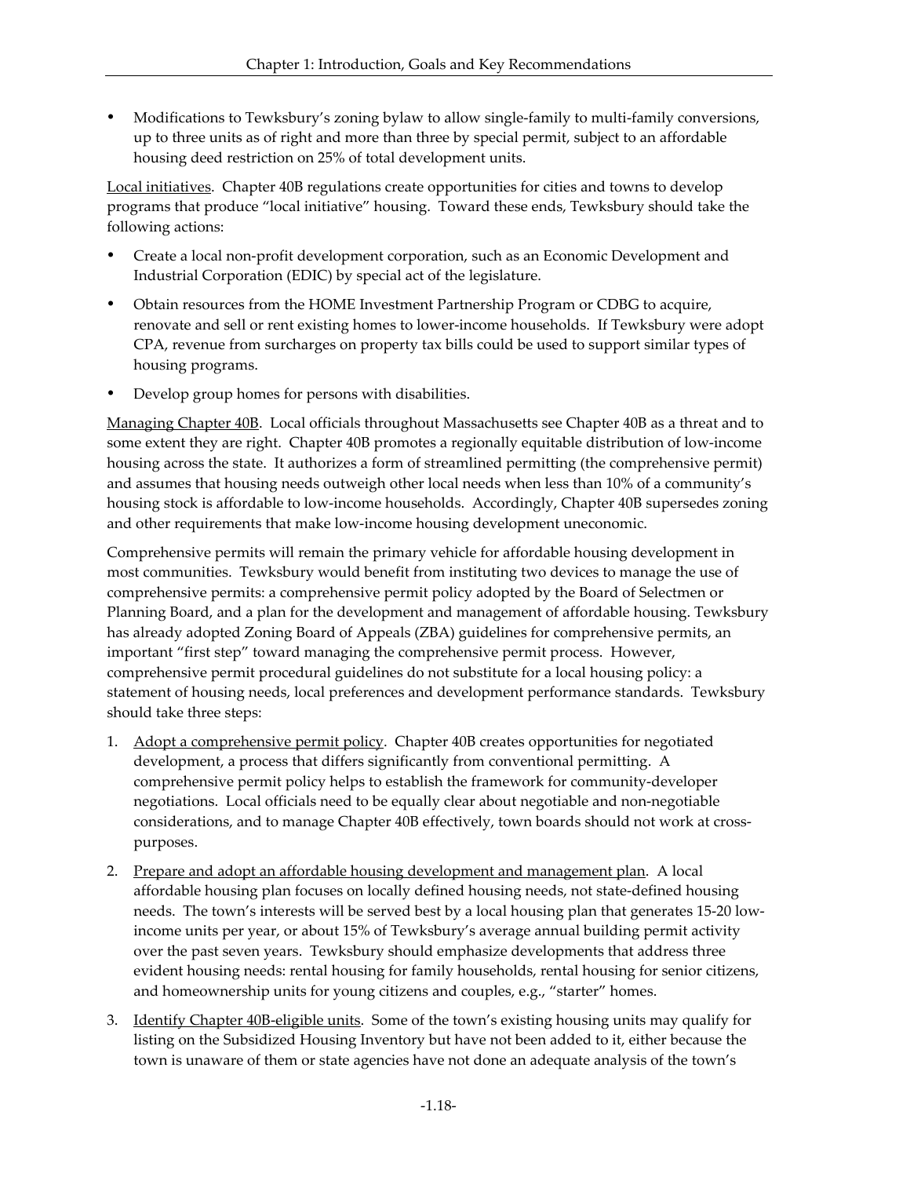- Modifications to Tewksbury's zoning bylaw to allow single-family to multi-family conversions, up to three units as of right and more than three by special permit, subject to an affordable housing deed restriction on 25% of total development units.

Local initiatives. Chapter 40B regulations create opportunities for cities and towns to develop programs that produce "local initiative" housing. Toward these ends, Tewksbury should take the following actions:

- Create a local non-profit development corporation, such as an Economic Development and Industrial Corporation (EDIC) by special act of the legislature.
- Obtain resources from the HOME Investment Partnership Program or CDBG to acquire, renovate and sell or rent existing homes to lower-income households. If Tewksbury were adopt CPA, revenue from surcharges on property tax bills could be used to support similar types of housing programs.
- Develop group homes for persons with disabilities.

Managing Chapter 40B. Local officials throughout Massachusetts see Chapter 40B as a threat and to some extent they are right. Chapter 40B promotes a regionally equitable distribution of low-income housing across the state. It authorizes a form of streamlined permitting (the comprehensive permit) and assumes that housing needs outweigh other local needs when less than 10% of a community's housing stock is affordable to low-income households. Accordingly, Chapter 40B supersedes zoning and other requirements that make low-income housing development uneconomic.

Comprehensive permits will remain the primary vehicle for affordable housing development in most communities. Tewksbury would benefit from instituting two devices to manage the use of comprehensive permits: a comprehensive permit policy adopted by the Board of Selectmen or Planning Board, and a plan for the development and management of affordable housing. Tewksbury has already adopted Zoning Board of Appeals (ZBA) guidelines for comprehensive permits, an important "first step" toward managing the comprehensive permit process. However, comprehensive permit procedural guidelines do not substitute for a local housing policy: a statement of housing needs, local preferences and development performance standards. Tewksbury should take three steps:

1. Adopt a comprehensive permit policy. Chapter 40B creates opportunities for negotiated development, a process that differs significantly from conventional permitting. A comprehensive permit policy helps to establish the framework for community-developer negotiations. Local officials need to be equally clear about negotiable and non-negotiable considerations, and to manage Chapter 40B effectively, town boards should not work at cross-purposes.
2. Prepare and adopt an affordable housing development and management plan. A local affordable housing plan focuses on locally defined housing needs, not state-defined housing needs. The town's interests will be served best by a local housing plan that generates 15-20 low-income units per year, or about 15% of Tewksbury's average annual building permit activity over the past seven years. Tewksbury should emphasize developments that address three evident housing needs: rental housing for family households, rental housing for senior citizens, and homeownership units for young citizens and couples, e.g., "starter" homes.
3. Identify Chapter 40B-eligible units. Some of the town's existing housing units may qualify for listing on the Subsidized Housing Inventory but have not been added to it, either because the town is unaware of them or state agencies have not done an adequate analysis of the town's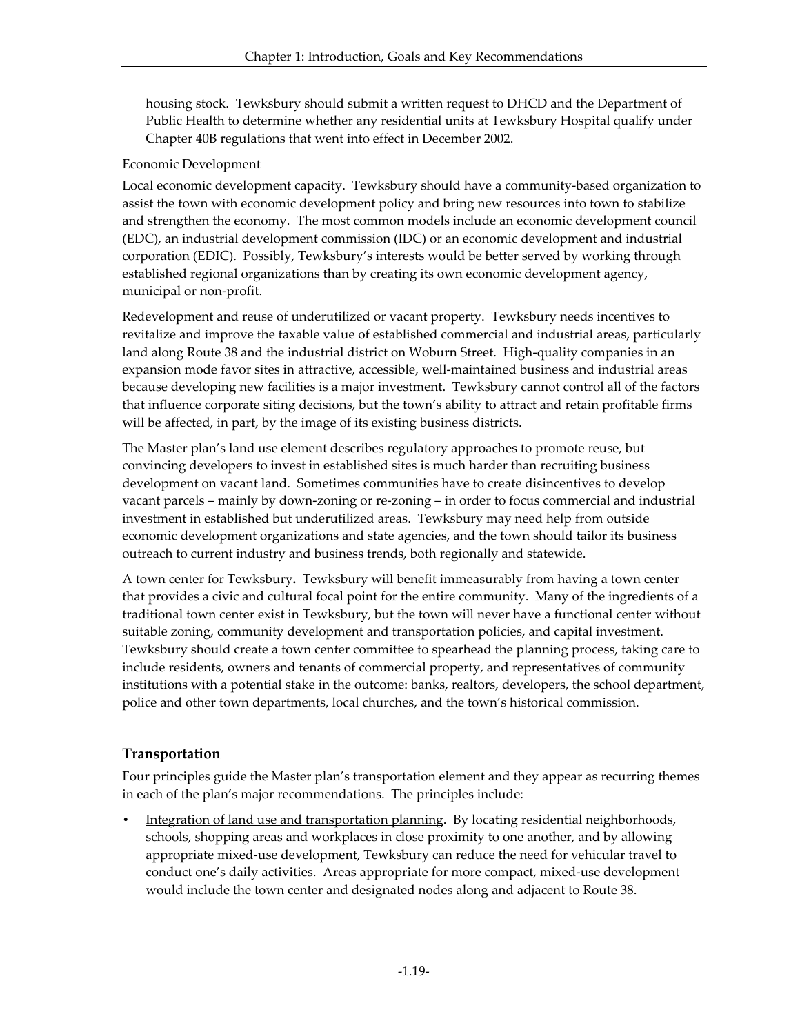housing stock. Tewksbury should submit a written request to DHCD and the Department of Public Health to determine whether any residential units at Tewksbury Hospital qualify under Chapter 40B regulations that went into effect in December 2002.

Economic Development

Local economic development capacity. Tewksbury should have a community-based organization to assist the town with economic development policy and bring new resources into town to stabilize and strengthen the economy. The most common models include an economic development council (EDC), an industrial development commission (IDC) or an economic development and industrial corporation (EDIC). Possibly, Tewksbury's interests would be better served by working through established regional organizations than by creating its own economic development agency, municipal or non-profit.

Redevelopment and reuse of underutilized or vacant property. Tewksbury needs incentives to revitalize and improve the taxable value of established commercial and industrial areas, particularly land along Route 38 and the industrial district on Woburn Street. High-quality companies in an expansion mode favor sites in attractive, accessible, well-maintained business and industrial areas because developing new facilities is a major investment. Tewksbury cannot control all of the factors that influence corporate siting decisions, but the town's ability to attract and retain profitable firms will be affected, in part, by the image of its existing business districts.

The Master plan's land use element describes regulatory approaches to promote reuse, but convincing developers to invest in established sites is much harder than recruiting business development on vacant land. Sometimes communities have to create disincentives to develop vacant parcels – mainly by down-zoning or re-zoning – in order to focus commercial and industrial investment in established but underutilized areas. Tewksbury may need help from outside economic development organizations and state agencies, and the town should tailor its business outreach to current industry and business trends, both regionally and statewide.

A town center for Tewksbury**.** Tewksbury will benefit immeasurably from having a town center that provides a civic and cultural focal point for the entire community. Many of the ingredients of a traditional town center exist in Tewksbury, but the town will never have a functional center without suitable zoning, community development and transportation policies, and capital investment. Tewksbury should create a town center committee to spearhead the planning process, taking care to include residents, owners and tenants of commercial property, and representatives of community institutions with a potential stake in the outcome: banks, realtors, developers, the school department, police and other town departments, local churches, and the town's historical commission.

### Transportation

Four principles guide the Master plan's transportation element and they appear as recurring themes in each of the plan's major recommendations. The principles include:

- Integration of land use and transportation planning. By locating residential neighborhoods, schools, shopping areas and workplaces in close proximity to one another, and by allowing appropriate mixed-use development, Tewksbury can reduce the need for vehicular travel to conduct one's daily activities. Areas appropriate for more compact, mixed-use development would include the town center and designated nodes along and adjacent to Route 38.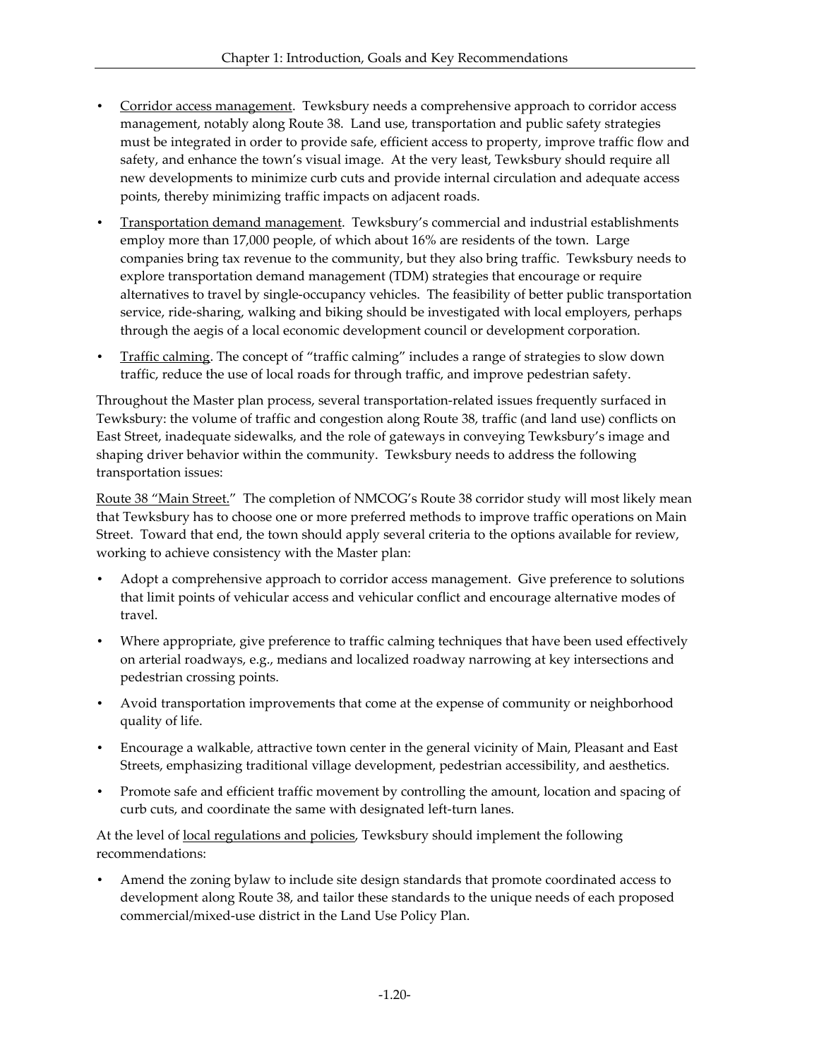- Corridor access management. Tewksbury needs a comprehensive approach to corridor access management, notably along Route 38. Land use, transportation and public safety strategies must be integrated in order to provide safe, efficient access to property, improve traffic flow and safety, and enhance the town's visual image. At the very least, Tewksbury should require all new developments to minimize curb cuts and provide internal circulation and adequate access points, thereby minimizing traffic impacts on adjacent roads.
- Transportation demand management. Tewksbury's commercial and industrial establishments employ more than 17,000 people, of which about 16% are residents of the town. Large companies bring tax revenue to the community, but they also bring traffic. Tewksbury needs to explore transportation demand management (TDM) strategies that encourage or require alternatives to travel by single-occupancy vehicles. The feasibility of better public transportation service, ride-sharing, walking and biking should be investigated with local employers, perhaps through the aegis of a local economic development council or development corporation.
- Traffic calming. The concept of "traffic calming" includes a range of strategies to slow down traffic, reduce the use of local roads for through traffic, and improve pedestrian safety.

Throughout the Master plan process, several transportation-related issues frequently surfaced in Tewksbury: the volume of traffic and congestion along Route 38, traffic (and land use) conflicts on East Street, inadequate sidewalks, and the role of gateways in conveying Tewksbury's image and shaping driver behavior within the community. Tewksbury needs to address the following transportation issues:

Route 38 "Main Street." The completion of NMCOG's Route 38 corridor study will most likely mean that Tewksbury has to choose one or more preferred methods to improve traffic operations on Main Street. Toward that end, the town should apply several criteria to the options available for review, working to achieve consistency with the Master plan:

- Adopt a comprehensive approach to corridor access management. Give preference to solutions that limit points of vehicular access and vehicular conflict and encourage alternative modes of travel.
- Where appropriate, give preference to traffic calming techniques that have been used effectively on arterial roadways, e.g., medians and localized roadway narrowing at key intersections and pedestrian crossing points.
- Avoid transportation improvements that come at the expense of community or neighborhood quality of life.
- Encourage a walkable, attractive town center in the general vicinity of Main, Pleasant and East Streets, emphasizing traditional village development, pedestrian accessibility, and aesthetics.
- Promote safe and efficient traffic movement by controlling the amount, location and spacing of curb cuts, and coordinate the same with designated left-turn lanes.

At the level of local regulations and policies, Tewksbury should implement the following recommendations:

- Amend the zoning bylaw to include site design standards that promote coordinated access to development along Route 38, and tailor these standards to the unique needs of each proposed commercial/mixed-use district in the Land Use Policy Plan.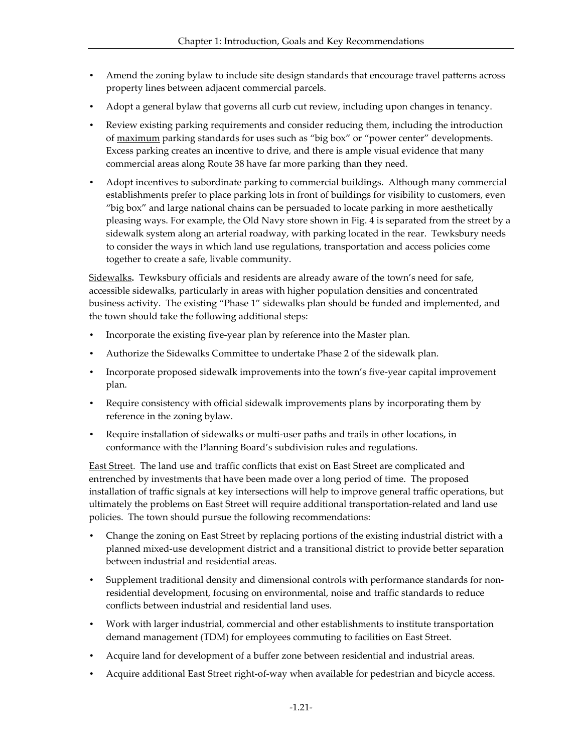- Amend the zoning bylaw to include site design standards that encourage travel patterns across property lines between adjacent commercial parcels.
- Adopt a general bylaw that governs all curb cut review, including upon changes in tenancy.
- Review existing parking requirements and consider reducing them, including the introduction of maximum parking standards for uses such as "big box" or "power center" developments. Excess parking creates an incentive to drive, and there is ample visual evidence that many commercial areas along Route 38 have far more parking than they need.
- Adopt incentives to subordinate parking to commercial buildings. Although many commercial establishments prefer to place parking lots in front of buildings for visibility to customers, even "big box" and large national chains can be persuaded to locate parking in more aesthetically pleasing ways. For example, the Old Navy store shown in Fig. 4 is separated from the street by a sidewalk system along an arterial roadway, with parking located in the rear. Tewksbury needs to consider the ways in which land use regulations, transportation and access policies come together to create a safe, livable community.

Sidewalks**.** Tewksbury officials and residents are already aware of the town's need for safe, accessible sidewalks, particularly in areas with higher population densities and concentrated business activity. The existing "Phase 1" sidewalks plan should be funded and implemented, and the town should take the following additional steps:

- Incorporate the existing five-year plan by reference into the Master plan.
- Authorize the Sidewalks Committee to undertake Phase 2 of the sidewalk plan.
- Incorporate proposed sidewalk improvements into the town's five-year capital improvement plan.
- Require consistency with official sidewalk improvements plans by incorporating them by reference in the zoning bylaw.
- Require installation of sidewalks or multi-user paths and trails in other locations, in conformance with the Planning Board's subdivision rules and regulations.

East Street. The land use and traffic conflicts that exist on East Street are complicated and entrenched by investments that have been made over a long period of time. The proposed installation of traffic signals at key intersections will help to improve general traffic operations, but ultimately the problems on East Street will require additional transportation-related and land use policies. The town should pursue the following recommendations:

- Change the zoning on East Street by replacing portions of the existing industrial district with a planned mixed-use development district and a transitional district to provide better separation between industrial and residential areas.
- Supplement traditional density and dimensional controls with performance standards for non-residential development, focusing on environmental, noise and traffic standards to reduce conflicts between industrial and residential land uses.
- Work with larger industrial, commercial and other establishments to institute transportation demand management (TDM) for employees commuting to facilities on East Street.
- Acquire land for development of a buffer zone between residential and industrial areas.
- Acquire additional East Street right-of-way when available for pedestrian and bicycle access.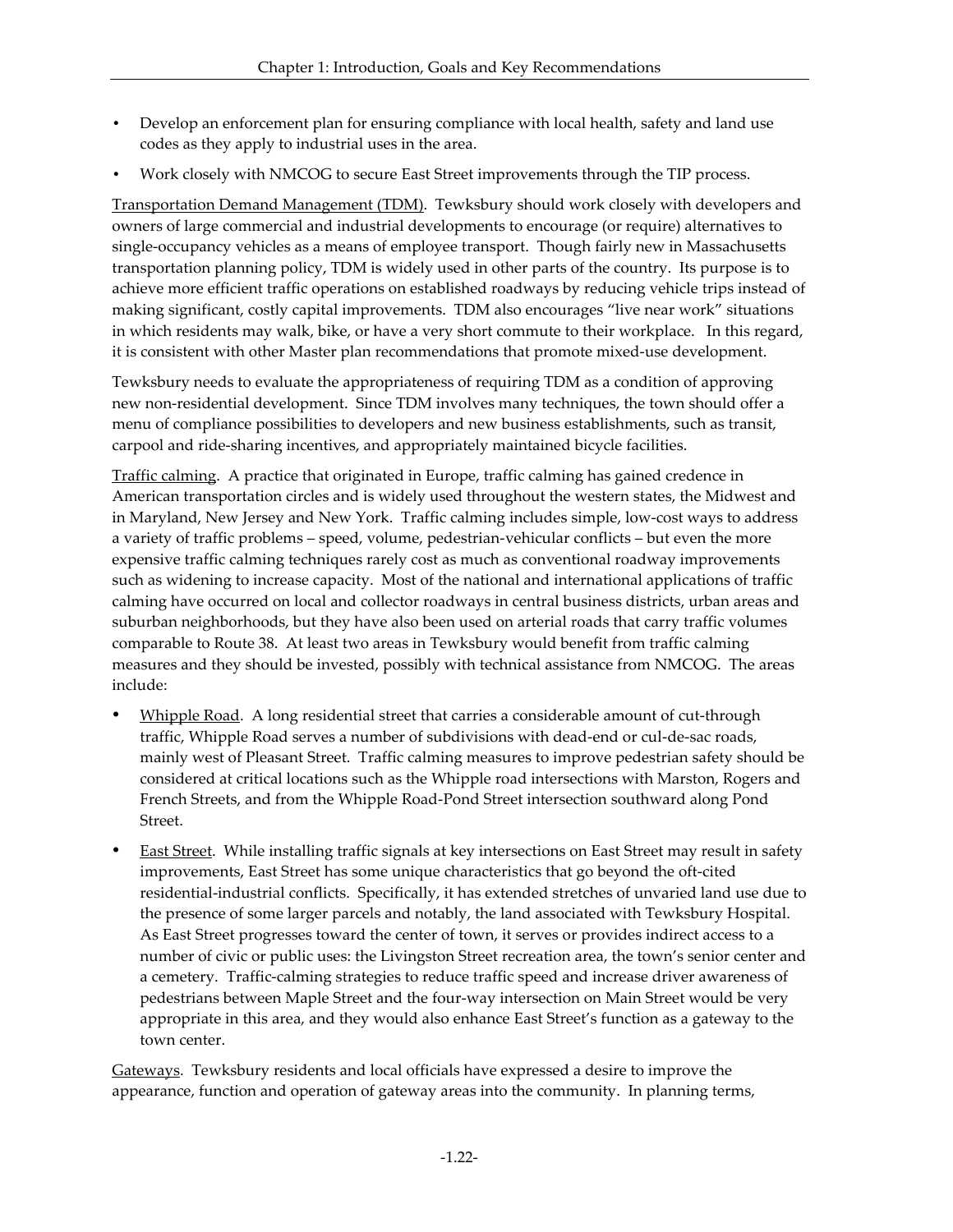- Develop an enforcement plan for ensuring compliance with local health, safety and land use codes as they apply to industrial uses in the area.
- Work closely with NMCOG to secure East Street improvements through the TIP process.

Transportation Demand Management (TDM). Tewksbury should work closely with developers and owners of large commercial and industrial developments to encourage (or require) alternatives to single-occupancy vehicles as a means of employee transport. Though fairly new in Massachusetts transportation planning policy, TDM is widely used in other parts of the country. Its purpose is to achieve more efficient traffic operations on established roadways by reducing vehicle trips instead of making significant, costly capital improvements. TDM also encourages "live near work" situations in which residents may walk, bike, or have a very short commute to their workplace. In this regard, it is consistent with other Master plan recommendations that promote mixed-use development.

Tewksbury needs to evaluate the appropriateness of requiring TDM as a condition of approving new non-residential development. Since TDM involves many techniques, the town should offer a menu of compliance possibilities to developers and new business establishments, such as transit, carpool and ride-sharing incentives, and appropriately maintained bicycle facilities.

Traffic calming. A practice that originated in Europe, traffic calming has gained credence in American transportation circles and is widely used throughout the western states, the Midwest and in Maryland, New Jersey and New York. Traffic calming includes simple, low-cost ways to address a variety of traffic problems – speed, volume, pedestrian-vehicular conflicts – but even the more expensive traffic calming techniques rarely cost as much as conventional roadway improvements such as widening to increase capacity. Most of the national and international applications of traffic calming have occurred on local and collector roadways in central business districts, urban areas and suburban neighborhoods, but they have also been used on arterial roads that carry traffic volumes comparable to Route 38. At least two areas in Tewksbury would benefit from traffic calming measures and they should be invested, possibly with technical assistance from NMCOG. The areas include:

- Whipple Road. A long residential street that carries a considerable amount of cut-through traffic, Whipple Road serves a number of subdivisions with dead-end or cul-de-sac roads, mainly west of Pleasant Street. Traffic calming measures to improve pedestrian safety should be considered at critical locations such as the Whipple road intersections with Marston, Rogers and French Streets, and from the Whipple Road-Pond Street intersection southward along Pond Street.
- East Street. While installing traffic signals at key intersections on East Street may result in safety improvements, East Street has some unique characteristics that go beyond the oft-cited residential-industrial conflicts. Specifically, it has extended stretches of unvaried land use due to the presence of some larger parcels and notably, the land associated with Tewksbury Hospital. As East Street progresses toward the center of town, it serves or provides indirect access to a number of civic or public uses: the Livingston Street recreation area, the town's senior center and a cemetery. Traffic-calming strategies to reduce traffic speed and increase driver awareness of pedestrians between Maple Street and the four-way intersection on Main Street would be very appropriate in this area, and they would also enhance East Street's function as a gateway to the town center.

Gateways. Tewksbury residents and local officials have expressed a desire to improve the appearance, function and operation of gateway areas into the community. In planning terms,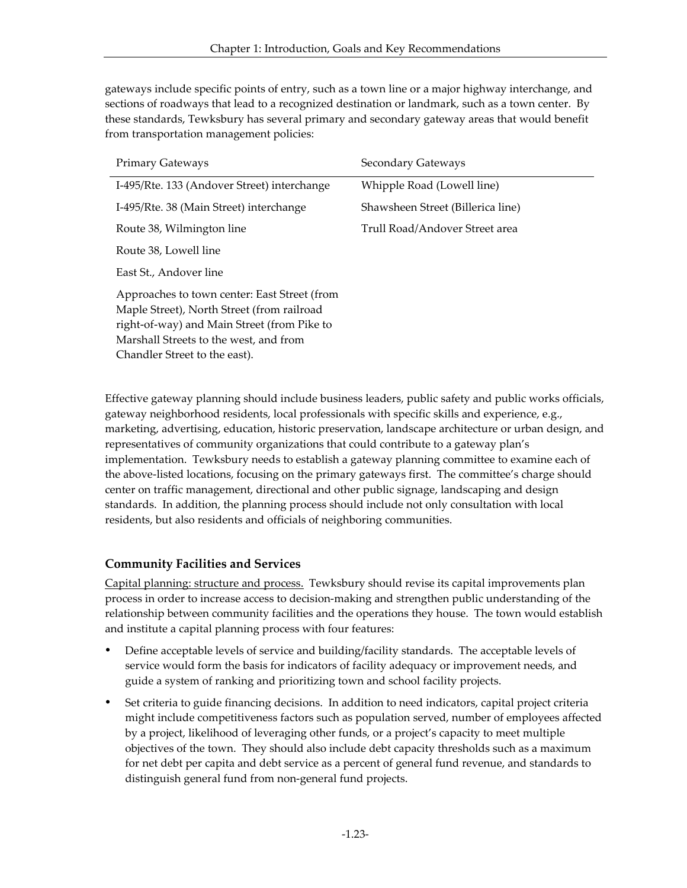gateways include specific points of entry, such as a town line or a major highway interchange, and sections of roadways that lead to a recognized destination or landmark, such as a town center. By these standards, Tewksbury has several primary and secondary gateway areas that would benefit from transportation management policies:

| Primary Gateways | Secondary Gateways |
|---|---|
| I-495/Rte. 133 (Andover Street) interchange | Whipple Road (Lowell line) |
| I-495/Rte. 38 (Main Street) interchange | Shawsheen Street (Billerica line) |
| Route 38, Wilmington line | Trull Road/Andover Street area |
| Route 38, Lowell line | |
| East St., Andover line | |
| Approaches to town center: East Street (from Maple Street), North Street (from railroad right-of-way) and Main Street (from Pike to Marshall Streets to the west, and from Chandler Street to the east). | |

Effective gateway planning should include business leaders, public safety and public works officials, gateway neighborhood residents, local professionals with specific skills and experience, e.g., marketing, advertising, education, historic preservation, landscape architecture or urban design, and representatives of community organizations that could contribute to a gateway plan's implementation. Tewksbury needs to establish a gateway planning committee to examine each of the above-listed locations, focusing on the primary gateways first. The committee's charge should center on traffic management, directional and other public signage, landscaping and design standards. In addition, the planning process should include not only consultation with local residents, but also residents and officials of neighboring communities.

### Community Facilities and Services

Capital planning: structure and process. Tewksbury should revise its capital improvements plan process in order to increase access to decision-making and strengthen public understanding of the relationship between community facilities and the operations they house. The town would establish and institute a capital planning process with four features:

- Define acceptable levels of service and building/facility standards. The acceptable levels of service would form the basis for indicators of facility adequacy or improvement needs, and guide a system of ranking and prioritizing town and school facility projects.
- Set criteria to guide financing decisions. In addition to need indicators, capital project criteria might include competitiveness factors such as population served, number of employees affected by a project, likelihood of leveraging other funds, or a project's capacity to meet multiple objectives of the town. They should also include debt capacity thresholds such as a maximum for net debt per capita and debt service as a percent of general fund revenue, and standards to distinguish general fund from non-general fund projects.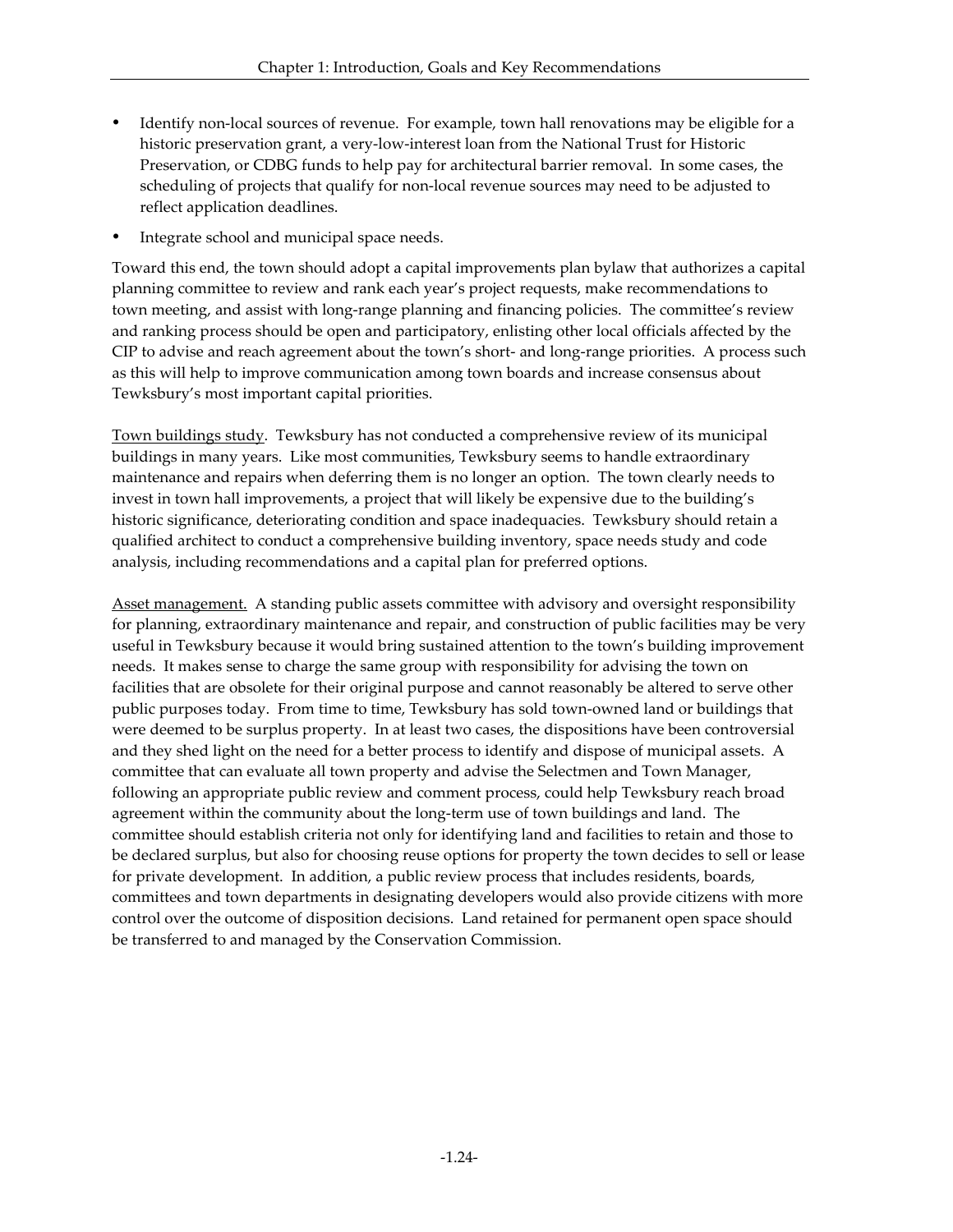- Identify non-local sources of revenue. For example, town hall renovations may be eligible for a historic preservation grant, a very-low-interest loan from the National Trust for Historic Preservation, or CDBG funds to help pay for architectural barrier removal. In some cases, the scheduling of projects that qualify for non-local revenue sources may need to be adjusted to reflect application deadlines.
- Integrate school and municipal space needs.

Toward this end, the town should adopt a capital improvements plan bylaw that authorizes a capital planning committee to review and rank each year's project requests, make recommendations to town meeting, and assist with long-range planning and financing policies. The committee's review and ranking process should be open and participatory, enlisting other local officials affected by the CIP to advise and reach agreement about the town's short- and long-range priorities. A process such as this will help to improve communication among town boards and increase consensus about Tewksbury's most important capital priorities.

<u>Town buildings study</u>. Tewksbury has not conducted a comprehensive review of its municipal buildings in many years. Like most communities, Tewksbury seems to handle extraordinary maintenance and repairs when deferring them is no longer an option. The town clearly needs to invest in town hall improvements, a project that will likely be expensive due to the building's historic significance, deteriorating condition and space inadequacies. Tewksbury should retain a qualified architect to conduct a comprehensive building inventory, space needs study and code analysis, including recommendations and a capital plan for preferred options.

<u>Asset management.</u> A standing public assets committee with advisory and oversight responsibility for planning, extraordinary maintenance and repair, and construction of public facilities may be very useful in Tewksbury because it would bring sustained attention to the town's building improvement needs. It makes sense to charge the same group with responsibility for advising the town on facilities that are obsolete for their original purpose and cannot reasonably be altered to serve other public purposes today. From time to time, Tewksbury has sold town-owned land or buildings that were deemed to be surplus property. In at least two cases, the dispositions have been controversial and they shed light on the need for a better process to identify and dispose of municipal assets. A committee that can evaluate all town property and advise the Selectmen and Town Manager, following an appropriate public review and comment process, could help Tewksbury reach broad agreement within the community about the long-term use of town buildings and land. The committee should establish criteria not only for identifying land and facilities to retain and those to be declared surplus, but also for choosing reuse options for property the town decides to sell or lease for private development. In addition, a public review process that includes residents, boards, committees and town departments in designating developers would also provide citizens with more control over the outcome of disposition decisions. Land retained for permanent open space should be transferred to and managed by the Conservation Commission.